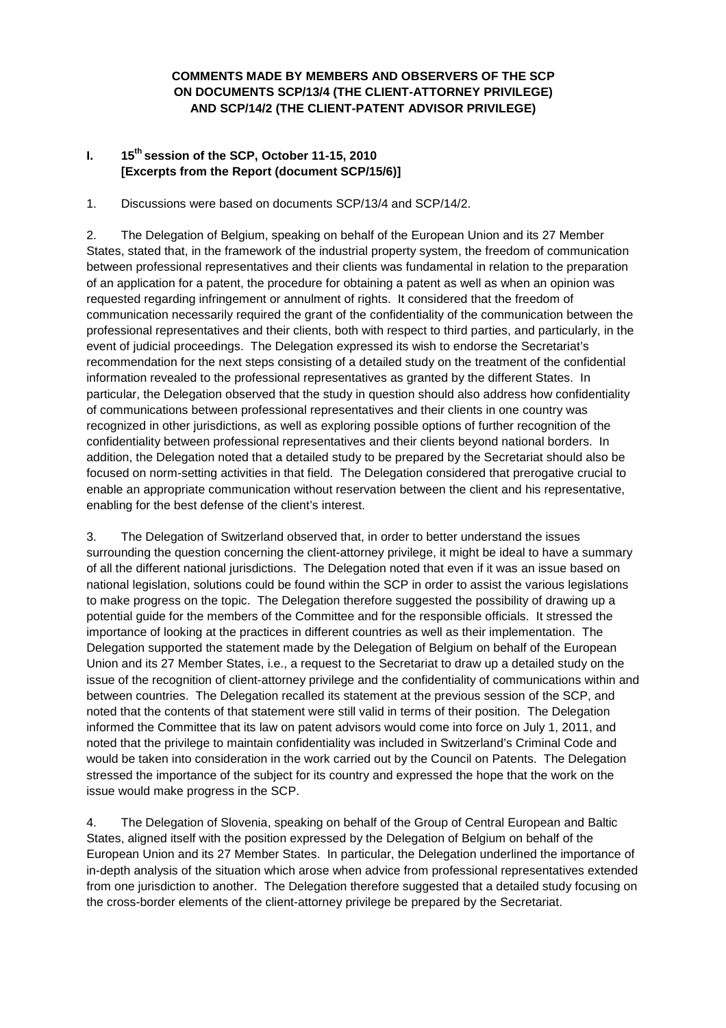**COMMENTS MADE BY MEMBERS AND OBSERVERS OF THE SCP ON DOCUMENTS SCP/13/4 (THE CLIENT-ATTORNEY PRIVILEGE) AND SCP/14/2 (THE CLIENT-PATENT ADVISOR PRIVILEGE)**

## I. 15th session of the SCP, October 11-15, 2010 [Excerpts from the Report (document SCP/15/6)]

1. Discussions were based on documents SCP/13/4 and SCP/14/2.

2. The Delegation of Belgium, speaking on behalf of the European Union and its 27 Member States, stated that, in the framework of the industrial property system, the freedom of communication between professional representatives and their clients was fundamental in relation to the preparation of an application for a patent, the procedure for obtaining a patent as well as when an opinion was requested regarding infringement or annulment of rights. It considered that the freedom of communication necessarily required the grant of the confidentiality of the communication between the professional representatives and their clients, both with respect to third parties, and particularly, in the event of judicial proceedings. The Delegation expressed its wish to endorse the Secretariat's recommendation for the next steps consisting of a detailed study on the treatment of the confidential information revealed to the professional representatives as granted by the different States. In particular, the Delegation observed that the study in question should also address how confidentiality of communications between professional representatives and their clients in one country was recognized in other jurisdictions, as well as exploring possible options of further recognition of the confidentiality between professional representatives and their clients beyond national borders. In addition, the Delegation noted that a detailed study to be prepared by the Secretariat should also be focused on norm-setting activities in that field. The Delegation considered that prerogative crucial to enable an appropriate communication without reservation between the client and his representative, enabling for the best defense of the client's interest.

3. The Delegation of Switzerland observed that, in order to better understand the issues surrounding the question concerning the client-attorney privilege, it might be ideal to have a summary of all the different national jurisdictions. The Delegation noted that even if it was an issue based on national legislation, solutions could be found within the SCP in order to assist the various legislations to make progress on the topic. The Delegation therefore suggested the possibility of drawing up a potential guide for the members of the Committee and for the responsible officials. It stressed the importance of looking at the practices in different countries as well as their implementation. The Delegation supported the statement made by the Delegation of Belgium on behalf of the European Union and its 27 Member States, i.e., a request to the Secretariat to draw up a detailed study on the issue of the recognition of client-attorney privilege and the confidentiality of communications within and between countries. The Delegation recalled its statement at the previous session of the SCP, and noted that the contents of that statement were still valid in terms of their position. The Delegation informed the Committee that its law on patent advisors would come into force on July 1, 2011, and noted that the privilege to maintain confidentiality was included in Switzerland's Criminal Code and would be taken into consideration in the work carried out by the Council on Patents. The Delegation stressed the importance of the subject for its country and expressed the hope that the work on the issue would make progress in the SCP.

4. The Delegation of Slovenia, speaking on behalf of the Group of Central European and Baltic States, aligned itself with the position expressed by the Delegation of Belgium on behalf of the European Union and its 27 Member States. In particular, the Delegation underlined the importance of in-depth analysis of the situation which arose when advice from professional representatives extended from one jurisdiction to another. The Delegation therefore suggested that a detailed study focusing on the cross-border elements of the client-attorney privilege be prepared by the Secretariat.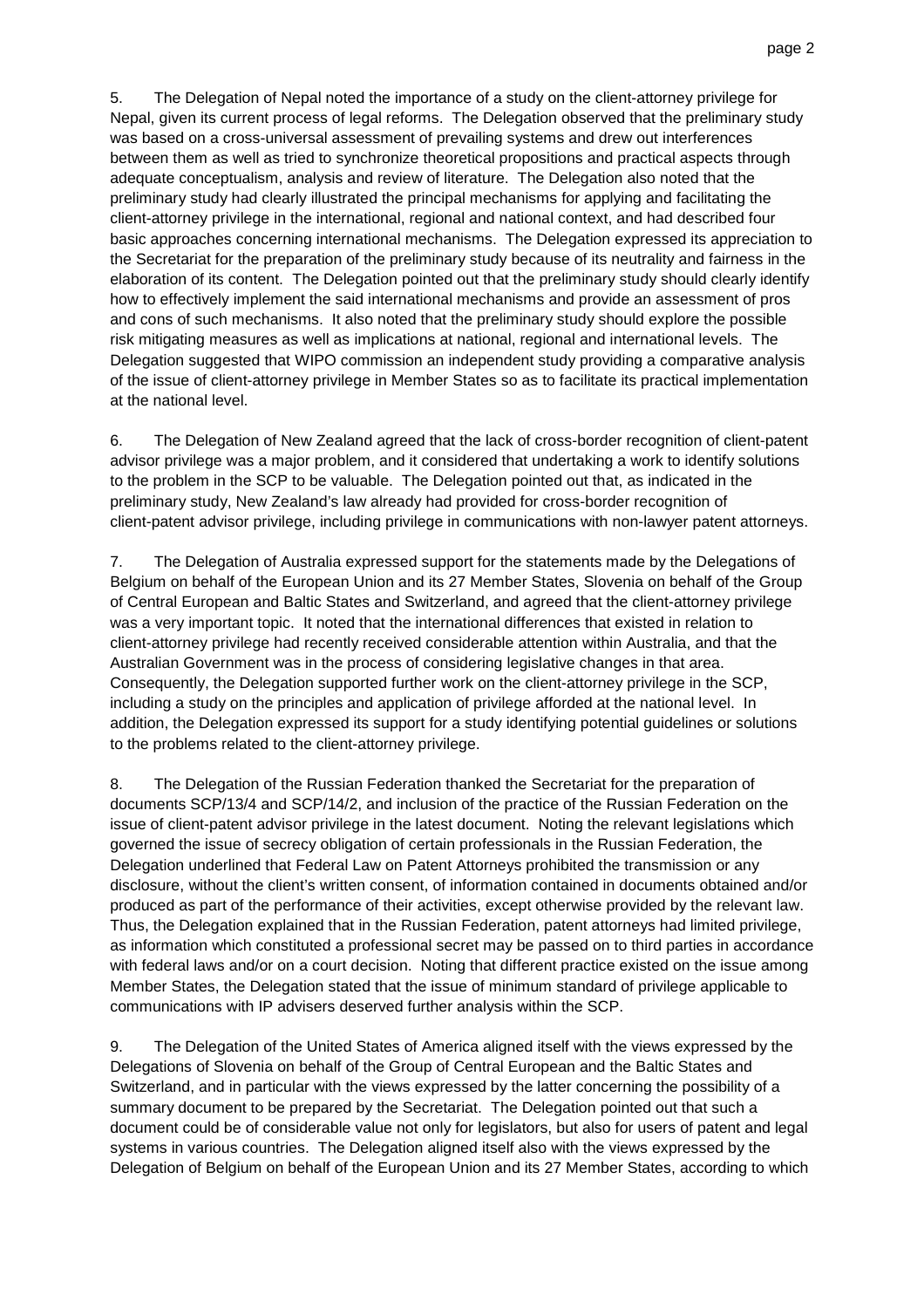5. The Delegation of Nepal noted the importance of a study on the client-attorney privilege for Nepal, given its current process of legal reforms. The Delegation observed that the preliminary study was based on a cross-universal assessment of prevailing systems and drew out interferences between them as well as tried to synchronize theoretical propositions and practical aspects through adequate conceptualism, analysis and review of literature. The Delegation also noted that the preliminary study had clearly illustrated the principal mechanisms for applying and facilitating the client-attorney privilege in the international, regional and national context, and had described four basic approaches concerning international mechanisms. The Delegation expressed its appreciation to the Secretariat for the preparation of the preliminary study because of its neutrality and fairness in the elaboration of its content. The Delegation pointed out that the preliminary study should clearly identify how to effectively implement the said international mechanisms and provide an assessment of pros and cons of such mechanisms. It also noted that the preliminary study should explore the possible risk mitigating measures as well as implications at national, regional and international levels. The Delegation suggested that WIPO commission an independent study providing a comparative analysis of the issue of client-attorney privilege in Member States so as to facilitate its practical implementation at the national level.

6. The Delegation of New Zealand agreed that the lack of cross-border recognition of client-patent advisor privilege was a major problem, and it considered that undertaking a work to identify solutions to the problem in the SCP to be valuable. The Delegation pointed out that, as indicated in the preliminary study, New Zealand's law already had provided for cross-border recognition of client-patent advisor privilege, including privilege in communications with non-lawyer patent attorneys.

7. The Delegation of Australia expressed support for the statements made by the Delegations of Belgium on behalf of the European Union and its 27 Member States, Slovenia on behalf of the Group of Central European and Baltic States and Switzerland, and agreed that the client-attorney privilege was a very important topic. It noted that the international differences that existed in relation to client-attorney privilege had recently received considerable attention within Australia, and that the Australian Government was in the process of considering legislative changes in that area. Consequently, the Delegation supported further work on the client-attorney privilege in the SCP, including a study on the principles and application of privilege afforded at the national level. In addition, the Delegation expressed its support for a study identifying potential guidelines or solutions to the problems related to the client-attorney privilege.

8. The Delegation of the Russian Federation thanked the Secretariat for the preparation of documents SCP/13/4 and SCP/14/2, and inclusion of the practice of the Russian Federation on the issue of client-patent advisor privilege in the latest document. Noting the relevant legislations which governed the issue of secrecy obligation of certain professionals in the Russian Federation, the Delegation underlined that Federal Law on Patent Attorneys prohibited the transmission or any disclosure, without the client's written consent, of information contained in documents obtained and/or produced as part of the performance of their activities, except otherwise provided by the relevant law. Thus, the Delegation explained that in the Russian Federation, patent attorneys had limited privilege, as information which constituted a professional secret may be passed on to third parties in accordance with federal laws and/or on a court decision. Noting that different practice existed on the issue among Member States, the Delegation stated that the issue of minimum standard of privilege applicable to communications with IP advisers deserved further analysis within the SCP.

9. The Delegation of the United States of America aligned itself with the views expressed by the Delegations of Slovenia on behalf of the Group of Central European and the Baltic States and Switzerland, and in particular with the views expressed by the latter concerning the possibility of a summary document to be prepared by the Secretariat. The Delegation pointed out that such a document could be of considerable value not only for legislators, but also for users of patent and legal systems in various countries. The Delegation aligned itself also with the views expressed by the Delegation of Belgium on behalf of the European Union and its 27 Member States, according to which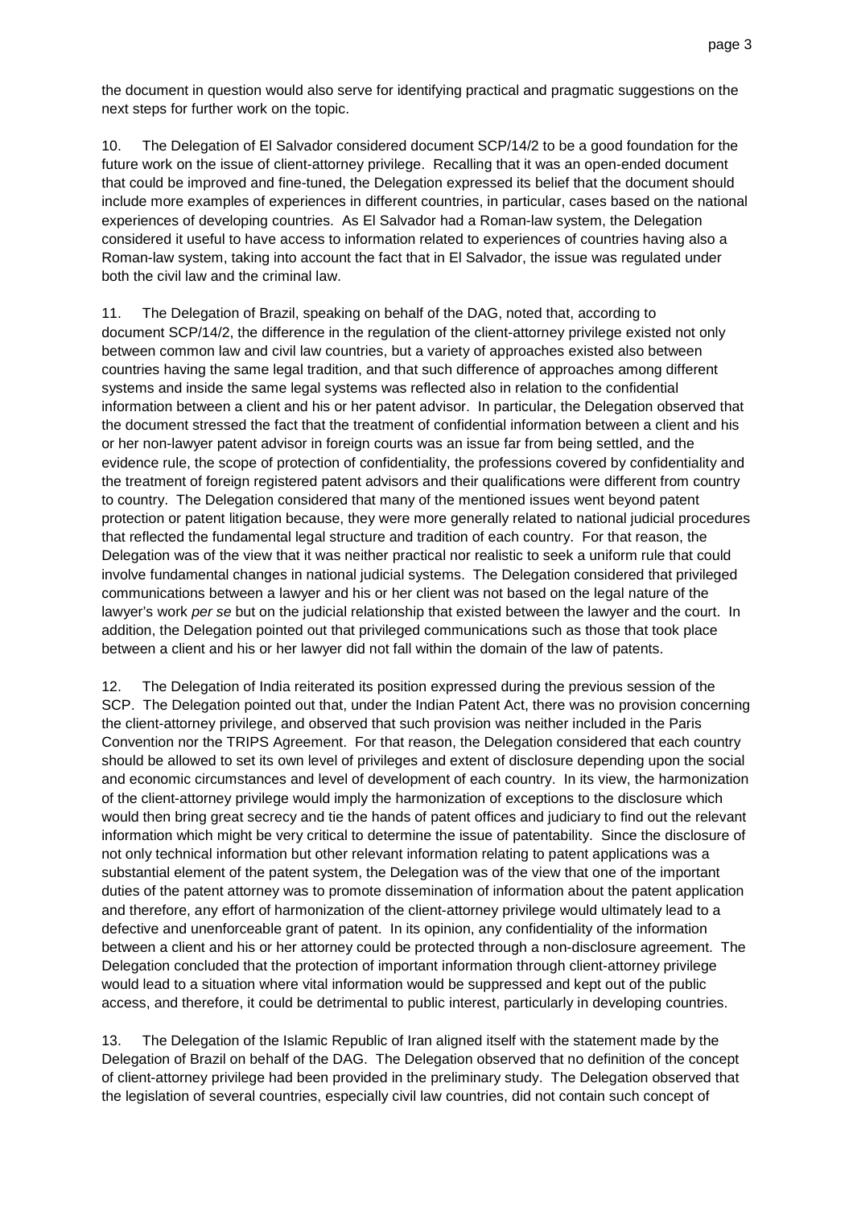the document in question would also serve for identifying practical and pragmatic suggestions on the next steps for further work on the topic.

10. The Delegation of El Salvador considered document SCP/14/2 to be a good foundation for the future work on the issue of client-attorney privilege. Recalling that it was an open-ended document that could be improved and fine-tuned, the Delegation expressed its belief that the document should include more examples of experiences in different countries, in particular, cases based on the national experiences of developing countries. As El Salvador had a Roman-law system, the Delegation considered it useful to have access to information related to experiences of countries having also a Roman-law system, taking into account the fact that in El Salvador, the issue was regulated under both the civil law and the criminal law.

11. The Delegation of Brazil, speaking on behalf of the DAG, noted that, according to document SCP/14/2, the difference in the regulation of the client-attorney privilege existed not only between common law and civil law countries, but a variety of approaches existed also between countries having the same legal tradition, and that such difference of approaches among different systems and inside the same legal systems was reflected also in relation to the confidential information between a client and his or her patent advisor. In particular, the Delegation observed that the document stressed the fact that the treatment of confidential information between a client and his or her non-lawyer patent advisor in foreign courts was an issue far from being settled, and the evidence rule, the scope of protection of confidentiality, the professions covered by confidentiality and the treatment of foreign registered patent advisors and their qualifications were different from country to country. The Delegation considered that many of the mentioned issues went beyond patent protection or patent litigation because, they were more generally related to national judicial procedures that reflected the fundamental legal structure and tradition of each country. For that reason, the Delegation was of the view that it was neither practical nor realistic to seek a uniform rule that could involve fundamental changes in national judicial systems. The Delegation considered that privileged communications between a lawyer and his or her client was not based on the legal nature of the lawyer's work *per se* but on the judicial relationship that existed between the lawyer and the court. In addition, the Delegation pointed out that privileged communications such as those that took place between a client and his or her lawyer did not fall within the domain of the law of patents.

12. The Delegation of India reiterated its position expressed during the previous session of the SCP. The Delegation pointed out that, under the Indian Patent Act, there was no provision concerning the client-attorney privilege, and observed that such provision was neither included in the Paris Convention nor the TRIPS Agreement. For that reason, the Delegation considered that each country should be allowed to set its own level of privileges and extent of disclosure depending upon the social and economic circumstances and level of development of each country. In its view, the harmonization of the client-attorney privilege would imply the harmonization of exceptions to the disclosure which would then bring great secrecy and tie the hands of patent offices and judiciary to find out the relevant information which might be very critical to determine the issue of patentability. Since the disclosure of not only technical information but other relevant information relating to patent applications was a substantial element of the patent system, the Delegation was of the view that one of the important duties of the patent attorney was to promote dissemination of information about the patent application and therefore, any effort of harmonization of the client-attorney privilege would ultimately lead to a defective and unenforceable grant of patent. In its opinion, any confidentiality of the information between a client and his or her attorney could be protected through a non-disclosure agreement. The Delegation concluded that the protection of important information through client-attorney privilege would lead to a situation where vital information would be suppressed and kept out of the public access, and therefore, it could be detrimental to public interest, particularly in developing countries.

13. The Delegation of the Islamic Republic of Iran aligned itself with the statement made by the Delegation of Brazil on behalf of the DAG. The Delegation observed that no definition of the concept of client-attorney privilege had been provided in the preliminary study. The Delegation observed that the legislation of several countries, especially civil law countries, did not contain such concept of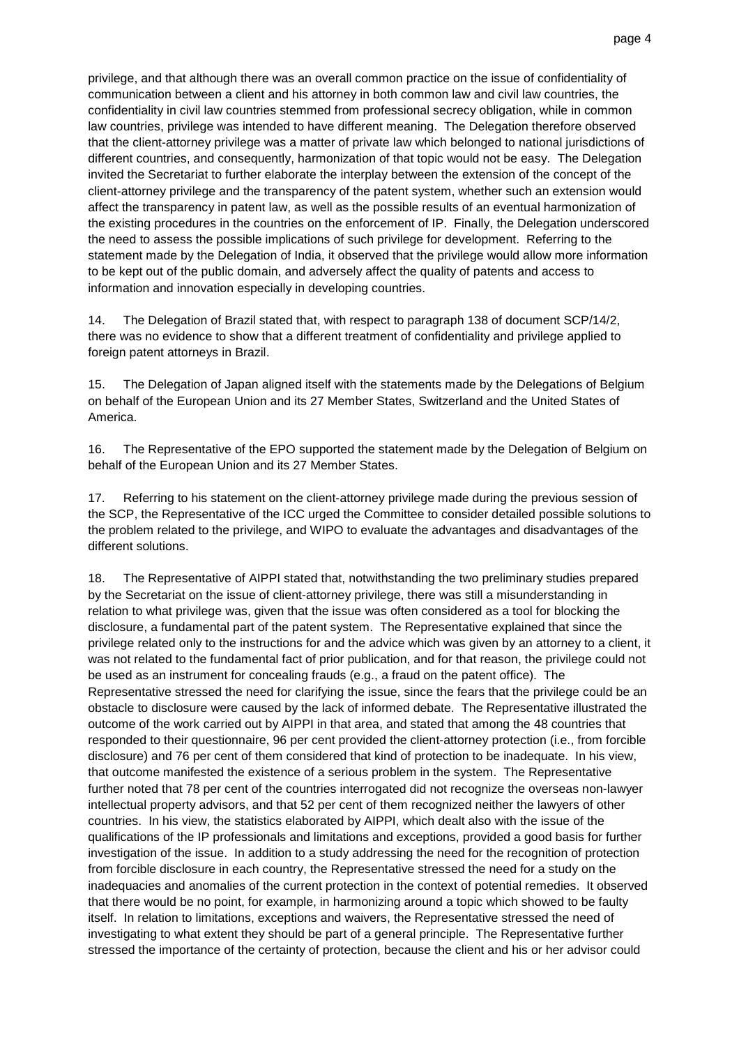privilege, and that although there was an overall common practice on the issue of confidentiality of communication between a client and his attorney in both common law and civil law countries, the confidentiality in civil law countries stemmed from professional secrecy obligation, while in common law countries, privilege was intended to have different meaning. The Delegation therefore observed that the client-attorney privilege was a matter of private law which belonged to national jurisdictions of different countries, and consequently, harmonization of that topic would not be easy. The Delegation invited the Secretariat to further elaborate the interplay between the extension of the concept of the client-attorney privilege and the transparency of the patent system, whether such an extension would affect the transparency in patent law, as well as the possible results of an eventual harmonization of the existing procedures in the countries on the enforcement of IP. Finally, the Delegation underscored the need to assess the possible implications of such privilege for development. Referring to the statement made by the Delegation of India, it observed that the privilege would allow more information to be kept out of the public domain, and adversely affect the quality of patents and access to information and innovation especially in developing countries.

14. The Delegation of Brazil stated that, with respect to paragraph 138 of document SCP/14/2, there was no evidence to show that a different treatment of confidentiality and privilege applied to foreign patent attorneys in Brazil.

15. The Delegation of Japan aligned itself with the statements made by the Delegations of Belgium on behalf of the European Union and its 27 Member States, Switzerland and the United States of America.

16. The Representative of the EPO supported the statement made by the Delegation of Belgium on behalf of the European Union and its 27 Member States.

17. Referring to his statement on the client-attorney privilege made during the previous session of the SCP, the Representative of the ICC urged the Committee to consider detailed possible solutions to the problem related to the privilege, and WIPO to evaluate the advantages and disadvantages of the different solutions.

18. The Representative of AIPPI stated that, notwithstanding the two preliminary studies prepared by the Secretariat on the issue of client-attorney privilege, there was still a misunderstanding in relation to what privilege was, given that the issue was often considered as a tool for blocking the disclosure, a fundamental part of the patent system. The Representative explained that since the privilege related only to the instructions for and the advice which was given by an attorney to a client, it was not related to the fundamental fact of prior publication, and for that reason, the privilege could not be used as an instrument for concealing frauds (e.g., a fraud on the patent office). The Representative stressed the need for clarifying the issue, since the fears that the privilege could be an obstacle to disclosure were caused by the lack of informed debate. The Representative illustrated the outcome of the work carried out by AIPPI in that area, and stated that among the 48 countries that responded to their questionnaire, 96 per cent provided the client-attorney protection (i.e., from forcible disclosure) and 76 per cent of them considered that kind of protection to be inadequate. In his view, that outcome manifested the existence of a serious problem in the system. The Representative further noted that 78 per cent of the countries interrogated did not recognize the overseas non-lawyer intellectual property advisors, and that 52 per cent of them recognized neither the lawyers of other countries. In his view, the statistics elaborated by AIPPI, which dealt also with the issue of the qualifications of the IP professionals and limitations and exceptions, provided a good basis for further investigation of the issue. In addition to a study addressing the need for the recognition of protection from forcible disclosure in each country, the Representative stressed the need for a study on the inadequacies and anomalies of the current protection in the context of potential remedies. It observed that there would be no point, for example, in harmonizing around a topic which showed to be faulty itself. In relation to limitations, exceptions and waivers, the Representative stressed the need of investigating to what extent they should be part of a general principle. The Representative further stressed the importance of the certainty of protection, because the client and his or her advisor could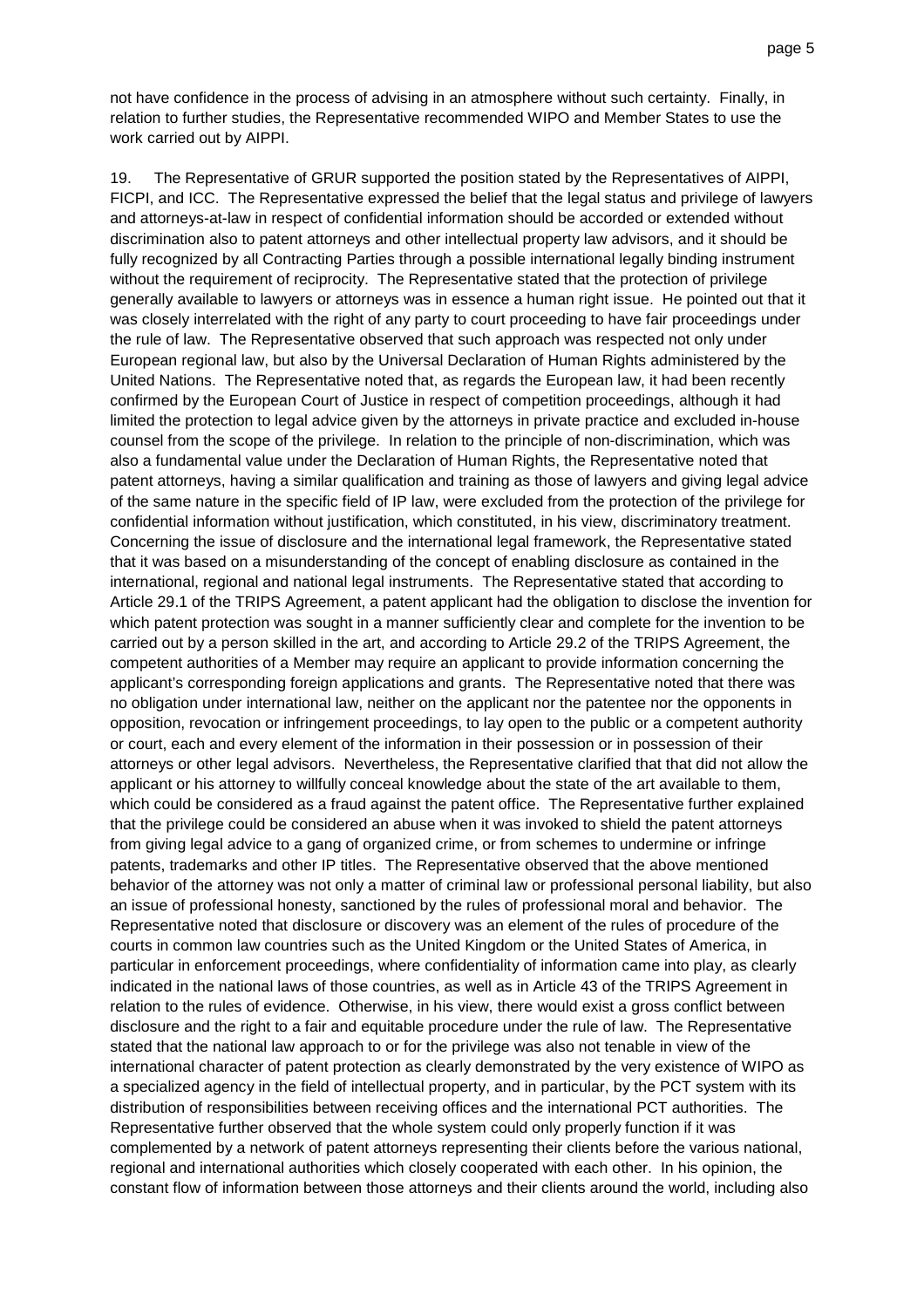not have confidence in the process of advising in an atmosphere without such certainty. Finally, in relation to further studies, the Representative recommended WIPO and Member States to use the work carried out by AIPPI.

19. The Representative of GRUR supported the position stated by the Representatives of AIPPI, FICPI, and ICC. The Representative expressed the belief that the legal status and privilege of lawyers and attorneys-at-law in respect of confidential information should be accorded or extended without discrimination also to patent attorneys and other intellectual property law advisors, and it should be fully recognized by all Contracting Parties through a possible international legally binding instrument without the requirement of reciprocity. The Representative stated that the protection of privilege generally available to lawyers or attorneys was in essence a human right issue. He pointed out that it was closely interrelated with the right of any party to court proceeding to have fair proceedings under the rule of law. The Representative observed that such approach was respected not only under European regional law, but also by the Universal Declaration of Human Rights administered by the United Nations. The Representative noted that, as regards the European law, it had been recently confirmed by the European Court of Justice in respect of competition proceedings, although it had limited the protection to legal advice given by the attorneys in private practice and excluded in-house counsel from the scope of the privilege. In relation to the principle of non-discrimination, which was also a fundamental value under the Declaration of Human Rights, the Representative noted that patent attorneys, having a similar qualification and training as those of lawyers and giving legal advice of the same nature in the specific field of IP law, were excluded from the protection of the privilege for confidential information without justification, which constituted, in his view, discriminatory treatment. Concerning the issue of disclosure and the international legal framework, the Representative stated that it was based on a misunderstanding of the concept of enabling disclosure as contained in the international, regional and national legal instruments. The Representative stated that according to Article 29.1 of the TRIPS Agreement, a patent applicant had the obligation to disclose the invention for which patent protection was sought in a manner sufficiently clear and complete for the invention to be carried out by a person skilled in the art, and according to Article 29.2 of the TRIPS Agreement, the competent authorities of a Member may require an applicant to provide information concerning the applicant's corresponding foreign applications and grants. The Representative noted that there was no obligation under international law, neither on the applicant nor the patentee nor the opponents in opposition, revocation or infringement proceedings, to lay open to the public or a competent authority or court, each and every element of the information in their possession or in possession of their attorneys or other legal advisors. Nevertheless, the Representative clarified that that did not allow the applicant or his attorney to willfully conceal knowledge about the state of the art available to them, which could be considered as a fraud against the patent office. The Representative further explained that the privilege could be considered an abuse when it was invoked to shield the patent attorneys from giving legal advice to a gang of organized crime, or from schemes to undermine or infringe patents, trademarks and other IP titles. The Representative observed that the above mentioned behavior of the attorney was not only a matter of criminal law or professional personal liability, but also an issue of professional honesty, sanctioned by the rules of professional moral and behavior. The Representative noted that disclosure or discovery was an element of the rules of procedure of the courts in common law countries such as the United Kingdom or the United States of America, in particular in enforcement proceedings, where confidentiality of information came into play, as clearly indicated in the national laws of those countries, as well as in Article 43 of the TRIPS Agreement in relation to the rules of evidence. Otherwise, in his view, there would exist a gross conflict between disclosure and the right to a fair and equitable procedure under the rule of law. The Representative stated that the national law approach to or for the privilege was also not tenable in view of the international character of patent protection as clearly demonstrated by the very existence of WIPO as a specialized agency in the field of intellectual property, and in particular, by the PCT system with its distribution of responsibilities between receiving offices and the international PCT authorities. The Representative further observed that the whole system could only properly function if it was complemented by a network of patent attorneys representing their clients before the various national, regional and international authorities which closely cooperated with each other. In his opinion, the constant flow of information between those attorneys and their clients around the world, including also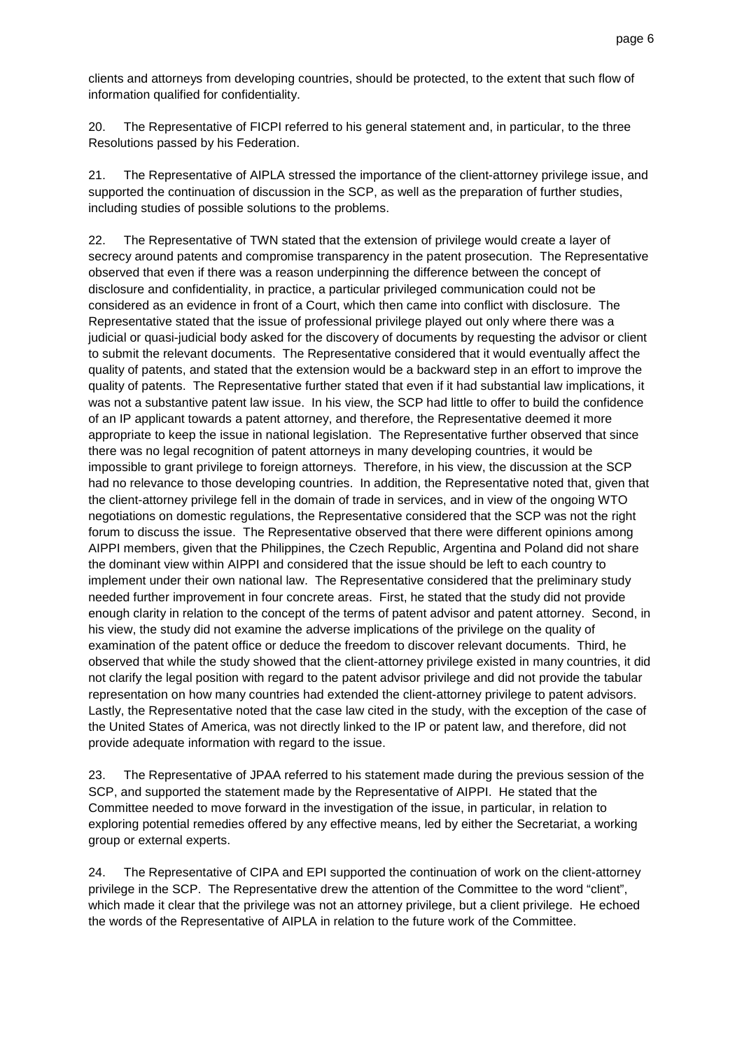clients and attorneys from developing countries, should be protected, to the extent that such flow of information qualified for confidentiality.

20. The Representative of FICPI referred to his general statement and, in particular, to the three Resolutions passed by his Federation.

21. The Representative of AIPLA stressed the importance of the client-attorney privilege issue, and supported the continuation of discussion in the SCP, as well as the preparation of further studies, including studies of possible solutions to the problems.

22. The Representative of TWN stated that the extension of privilege would create a layer of secrecy around patents and compromise transparency in the patent prosecution. The Representative observed that even if there was a reason underpinning the difference between the concept of disclosure and confidentiality, in practice, a particular privileged communication could not be considered as an evidence in front of a Court, which then came into conflict with disclosure. The Representative stated that the issue of professional privilege played out only where there was a judicial or quasi-judicial body asked for the discovery of documents by requesting the advisor or client to submit the relevant documents. The Representative considered that it would eventually affect the quality of patents, and stated that the extension would be a backward step in an effort to improve the quality of patents. The Representative further stated that even if it had substantial law implications, it was not a substantive patent law issue. In his view, the SCP had little to offer to build the confidence of an IP applicant towards a patent attorney, and therefore, the Representative deemed it more appropriate to keep the issue in national legislation. The Representative further observed that since there was no legal recognition of patent attorneys in many developing countries, it would be impossible to grant privilege to foreign attorneys. Therefore, in his view, the discussion at the SCP had no relevance to those developing countries. In addition, the Representative noted that, given that the client-attorney privilege fell in the domain of trade in services, and in view of the ongoing WTO negotiations on domestic regulations, the Representative considered that the SCP was not the right forum to discuss the issue. The Representative observed that there were different opinions among AIPPI members, given that the Philippines, the Czech Republic, Argentina and Poland did not share the dominant view within AIPPI and considered that the issue should be left to each country to implement under their own national law. The Representative considered that the preliminary study needed further improvement in four concrete areas. First, he stated that the study did not provide enough clarity in relation to the concept of the terms of patent advisor and patent attorney. Second, in his view, the study did not examine the adverse implications of the privilege on the quality of examination of the patent office or deduce the freedom to discover relevant documents. Third, he observed that while the study showed that the client-attorney privilege existed in many countries, it did not clarify the legal position with regard to the patent advisor privilege and did not provide the tabular representation on how many countries had extended the client-attorney privilege to patent advisors. Lastly, the Representative noted that the case law cited in the study, with the exception of the case of the United States of America, was not directly linked to the IP or patent law, and therefore, did not provide adequate information with regard to the issue.

23. The Representative of JPAA referred to his statement made during the previous session of the SCP, and supported the statement made by the Representative of AIPPI. He stated that the Committee needed to move forward in the investigation of the issue, in particular, in relation to exploring potential remedies offered by any effective means, led by either the Secretariat, a working group or external experts.

24. The Representative of CIPA and EPI supported the continuation of work on the client-attorney privilege in the SCP. The Representative drew the attention of the Committee to the word "client", which made it clear that the privilege was not an attorney privilege, but a client privilege. He echoed the words of the Representative of AIPLA in relation to the future work of the Committee.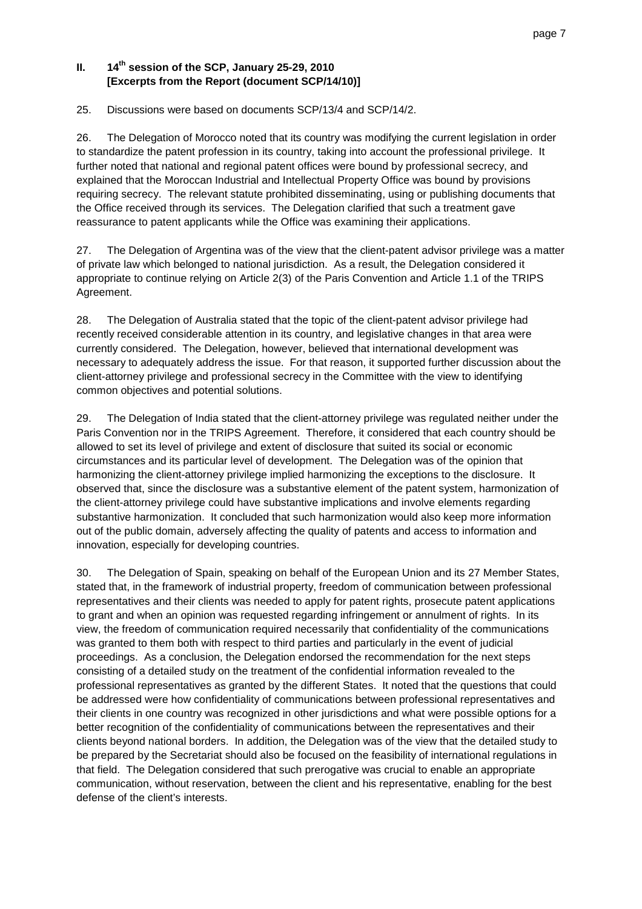## II. 14[th] session of the SCP, January 25-29, 2010 [Excerpts from the Report (document SCP/14/10)]

25. Discussions were based on documents SCP/13/4 and SCP/14/2.

26. The Delegation of Morocco noted that its country was modifying the current legislation in order to standardize the patent profession in its country, taking into account the professional privilege. It further noted that national and regional patent offices were bound by professional secrecy, and explained that the Moroccan Industrial and Intellectual Property Office was bound by provisions requiring secrecy. The relevant statute prohibited disseminating, using or publishing documents that the Office received through its services. The Delegation clarified that such a treatment gave reassurance to patent applicants while the Office was examining their applications.

27. The Delegation of Argentina was of the view that the client-patent advisor privilege was a matter of private law which belonged to national jurisdiction. As a result, the Delegation considered it appropriate to continue relying on Article 2(3) of the Paris Convention and Article 1.1 of the TRIPS Agreement.

28. The Delegation of Australia stated that the topic of the client-patent advisor privilege had recently received considerable attention in its country, and legislative changes in that area were currently considered. The Delegation, however, believed that international development was necessary to adequately address the issue. For that reason, it supported further discussion about the client-attorney privilege and professional secrecy in the Committee with the view to identifying common objectives and potential solutions.

29. The Delegation of India stated that the client-attorney privilege was regulated neither under the Paris Convention nor in the TRIPS Agreement. Therefore, it considered that each country should be allowed to set its level of privilege and extent of disclosure that suited its social or economic circumstances and its particular level of development. The Delegation was of the opinion that harmonizing the client-attorney privilege implied harmonizing the exceptions to the disclosure. It observed that, since the disclosure was a substantive element of the patent system, harmonization of the client-attorney privilege could have substantive implications and involve elements regarding substantive harmonization. It concluded that such harmonization would also keep more information out of the public domain, adversely affecting the quality of patents and access to information and innovation, especially for developing countries.

30. The Delegation of Spain, speaking on behalf of the European Union and its 27 Member States, stated that, in the framework of industrial property, freedom of communication between professional representatives and their clients was needed to apply for patent rights, prosecute patent applications to grant and when an opinion was requested regarding infringement or annulment of rights. In its view, the freedom of communication required necessarily that confidentiality of the communications was granted to them both with respect to third parties and particularly in the event of judicial proceedings. As a conclusion, the Delegation endorsed the recommendation for the next steps consisting of a detailed study on the treatment of the confidential information revealed to the professional representatives as granted by the different States. It noted that the questions that could be addressed were how confidentiality of communications between professional representatives and their clients in one country was recognized in other jurisdictions and what were possible options for a better recognition of the confidentiality of communications between the representatives and their clients beyond national borders. In addition, the Delegation was of the view that the detailed study to be prepared by the Secretariat should also be focused on the feasibility of international regulations in that field. The Delegation considered that such prerogative was crucial to enable an appropriate communication, without reservation, between the client and his representative, enabling for the best defense of the client's interests.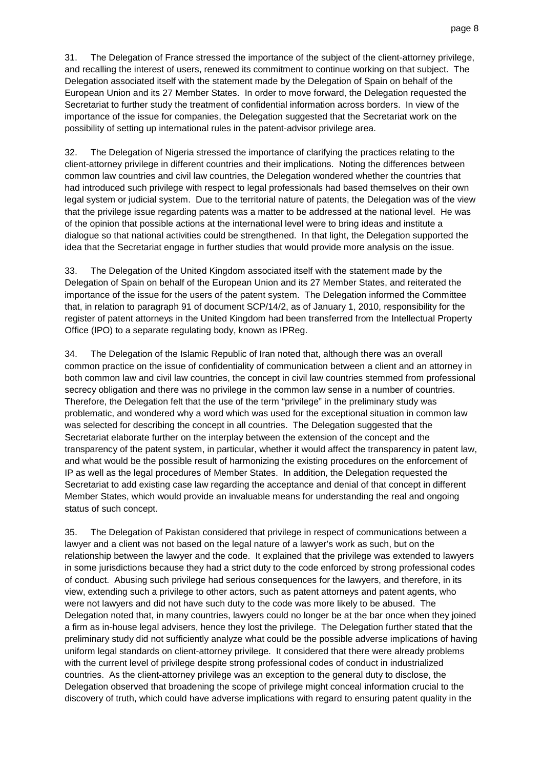31. The Delegation of France stressed the importance of the subject of the client-attorney privilege, and recalling the interest of users, renewed its commitment to continue working on that subject. The Delegation associated itself with the statement made by the Delegation of Spain on behalf of the European Union and its 27 Member States. In order to move forward, the Delegation requested the Secretariat to further study the treatment of confidential information across borders. In view of the importance of the issue for companies, the Delegation suggested that the Secretariat work on the possibility of setting up international rules in the patent-advisor privilege area.

32. The Delegation of Nigeria stressed the importance of clarifying the practices relating to the client-attorney privilege in different countries and their implications. Noting the differences between common law countries and civil law countries, the Delegation wondered whether the countries that had introduced such privilege with respect to legal professionals had based themselves on their own legal system or judicial system. Due to the territorial nature of patents, the Delegation was of the view that the privilege issue regarding patents was a matter to be addressed at the national level. He was of the opinion that possible actions at the international level were to bring ideas and institute a dialogue so that national activities could be strengthened. In that light, the Delegation supported the idea that the Secretariat engage in further studies that would provide more analysis on the issue.

33. The Delegation of the United Kingdom associated itself with the statement made by the Delegation of Spain on behalf of the European Union and its 27 Member States, and reiterated the importance of the issue for the users of the patent system. The Delegation informed the Committee that, in relation to paragraph 91 of document SCP/14/2, as of January 1, 2010, responsibility for the register of patent attorneys in the United Kingdom had been transferred from the Intellectual Property Office (IPO) to a separate regulating body, known as IPReg.

34. The Delegation of the Islamic Republic of Iran noted that, although there was an overall common practice on the issue of confidentiality of communication between a client and an attorney in both common law and civil law countries, the concept in civil law countries stemmed from professional secrecy obligation and there was no privilege in the common law sense in a number of countries. Therefore, the Delegation felt that the use of the term "privilege" in the preliminary study was problematic, and wondered why a word which was used for the exceptional situation in common law was selected for describing the concept in all countries. The Delegation suggested that the Secretariat elaborate further on the interplay between the extension of the concept and the transparency of the patent system, in particular, whether it would affect the transparency in patent law, and what would be the possible result of harmonizing the existing procedures on the enforcement of IP as well as the legal procedures of Member States. In addition, the Delegation requested the Secretariat to add existing case law regarding the acceptance and denial of that concept in different Member States, which would provide an invaluable means for understanding the real and ongoing status of such concept.

35. The Delegation of Pakistan considered that privilege in respect of communications between a lawyer and a client was not based on the legal nature of a lawyer's work as such, but on the relationship between the lawyer and the code. It explained that the privilege was extended to lawyers in some jurisdictions because they had a strict duty to the code enforced by strong professional codes of conduct. Abusing such privilege had serious consequences for the lawyers, and therefore, in its view, extending such a privilege to other actors, such as patent attorneys and patent agents, who were not lawyers and did not have such duty to the code was more likely to be abused. The Delegation noted that, in many countries, lawyers could no longer be at the bar once when they joined a firm as in-house legal advisers, hence they lost the privilege. The Delegation further stated that the preliminary study did not sufficiently analyze what could be the possible adverse implications of having uniform legal standards on client-attorney privilege. It considered that there were already problems with the current level of privilege despite strong professional codes of conduct in industrialized countries. As the client-attorney privilege was an exception to the general duty to disclose, the Delegation observed that broadening the scope of privilege might conceal information crucial to the discovery of truth, which could have adverse implications with regard to ensuring patent quality in the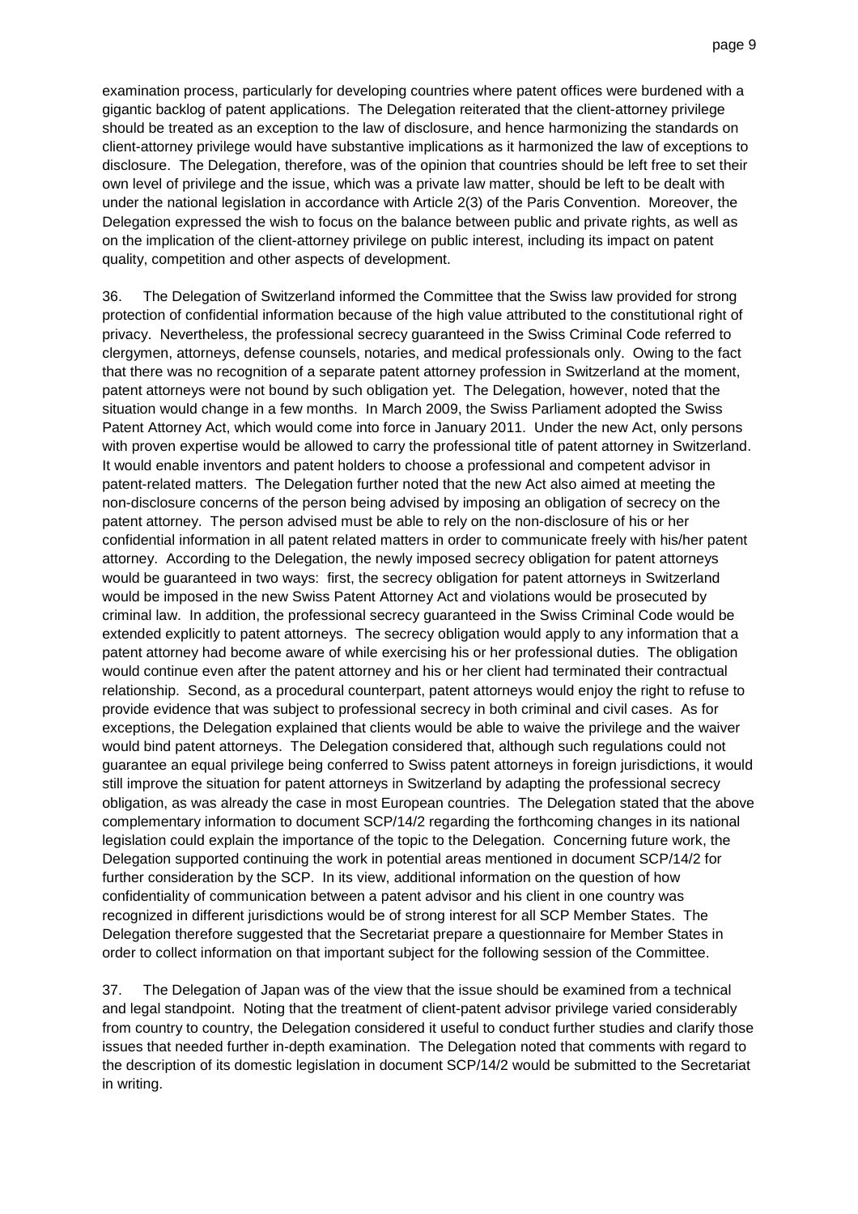examination process, particularly for developing countries where patent offices were burdened with a gigantic backlog of patent applications. The Delegation reiterated that the client-attorney privilege should be treated as an exception to the law of disclosure, and hence harmonizing the standards on client-attorney privilege would have substantive implications as it harmonized the law of exceptions to disclosure. The Delegation, therefore, was of the opinion that countries should be left free to set their own level of privilege and the issue, which was a private law matter, should be left to be dealt with under the national legislation in accordance with Article 2(3) of the Paris Convention. Moreover, the Delegation expressed the wish to focus on the balance between public and private rights, as well as on the implication of the client-attorney privilege on public interest, including its impact on patent quality, competition and other aspects of development.

36. The Delegation of Switzerland informed the Committee that the Swiss law provided for strong protection of confidential information because of the high value attributed to the constitutional right of privacy. Nevertheless, the professional secrecy guaranteed in the Swiss Criminal Code referred to clergymen, attorneys, defense counsels, notaries, and medical professionals only. Owing to the fact that there was no recognition of a separate patent attorney profession in Switzerland at the moment, patent attorneys were not bound by such obligation yet. The Delegation, however, noted that the situation would change in a few months. In March 2009, the Swiss Parliament adopted the Swiss Patent Attorney Act, which would come into force in January 2011. Under the new Act, only persons with proven expertise would be allowed to carry the professional title of patent attorney in Switzerland. It would enable inventors and patent holders to choose a professional and competent advisor in patent-related matters. The Delegation further noted that the new Act also aimed at meeting the non-disclosure concerns of the person being advised by imposing an obligation of secrecy on the patent attorney. The person advised must be able to rely on the non-disclosure of his or her confidential information in all patent related matters in order to communicate freely with his/her patent attorney. According to the Delegation, the newly imposed secrecy obligation for patent attorneys would be guaranteed in two ways: first, the secrecy obligation for patent attorneys in Switzerland would be imposed in the new Swiss Patent Attorney Act and violations would be prosecuted by criminal law. In addition, the professional secrecy guaranteed in the Swiss Criminal Code would be extended explicitly to patent attorneys. The secrecy obligation would apply to any information that a patent attorney had become aware of while exercising his or her professional duties. The obligation would continue even after the patent attorney and his or her client had terminated their contractual relationship. Second, as a procedural counterpart, patent attorneys would enjoy the right to refuse to provide evidence that was subject to professional secrecy in both criminal and civil cases. As for exceptions, the Delegation explained that clients would be able to waive the privilege and the waiver would bind patent attorneys. The Delegation considered that, although such regulations could not guarantee an equal privilege being conferred to Swiss patent attorneys in foreign jurisdictions, it would still improve the situation for patent attorneys in Switzerland by adapting the professional secrecy obligation, as was already the case in most European countries. The Delegation stated that the above complementary information to document SCP/14/2 regarding the forthcoming changes in its national legislation could explain the importance of the topic to the Delegation. Concerning future work, the Delegation supported continuing the work in potential areas mentioned in document SCP/14/2 for further consideration by the SCP. In its view, additional information on the question of how confidentiality of communication between a patent advisor and his client in one country was recognized in different jurisdictions would be of strong interest for all SCP Member States. The Delegation therefore suggested that the Secretariat prepare a questionnaire for Member States in order to collect information on that important subject for the following session of the Committee.

37. The Delegation of Japan was of the view that the issue should be examined from a technical and legal standpoint. Noting that the treatment of client-patent advisor privilege varied considerably from country to country, the Delegation considered it useful to conduct further studies and clarify those issues that needed further in-depth examination. The Delegation noted that comments with regard to the description of its domestic legislation in document SCP/14/2 would be submitted to the Secretariat in writing.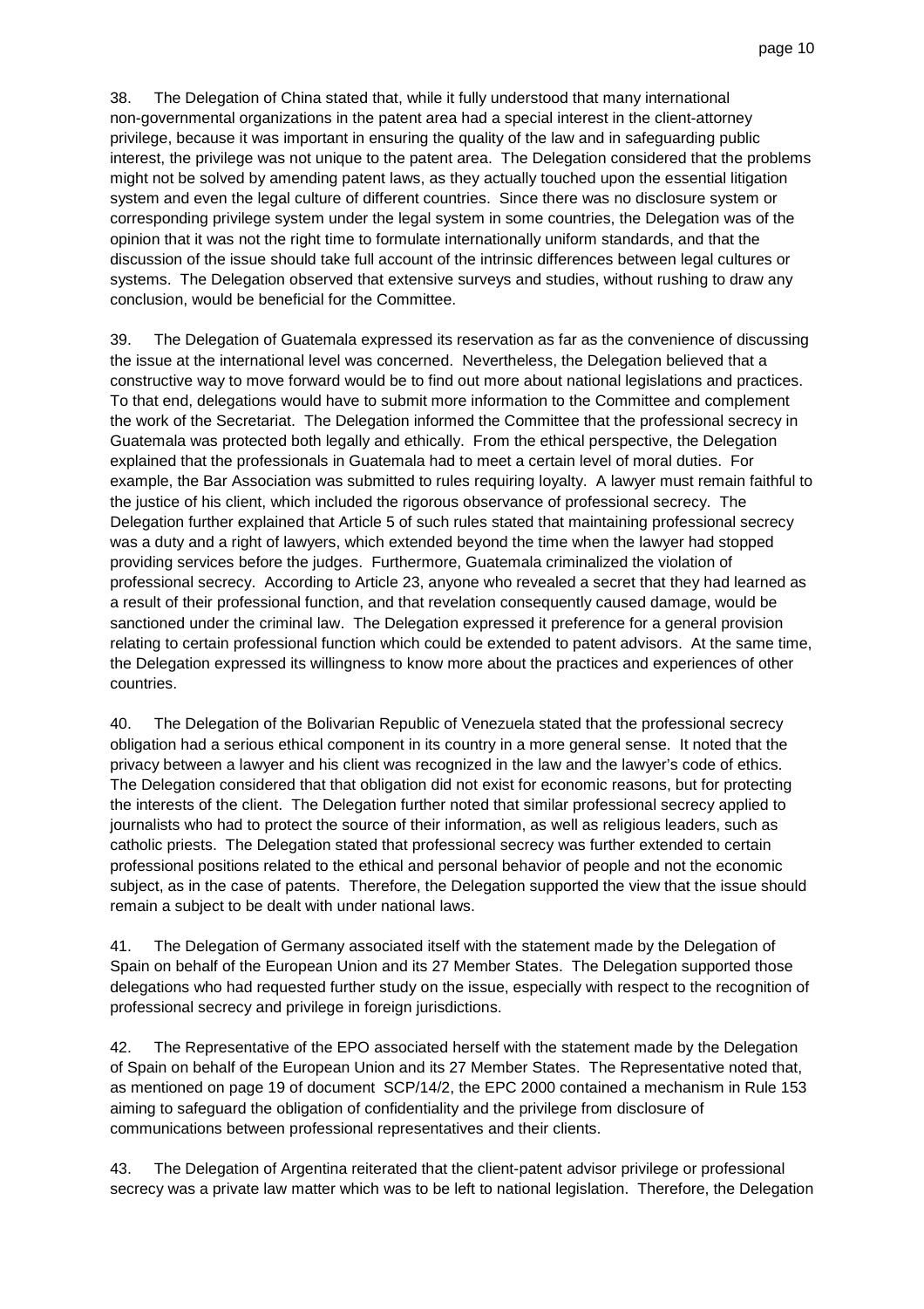38. The Delegation of China stated that, while it fully understood that many international non-governmental organizations in the patent area had a special interest in the client-attorney privilege, because it was important in ensuring the quality of the law and in safeguarding public interest, the privilege was not unique to the patent area. The Delegation considered that the problems might not be solved by amending patent laws, as they actually touched upon the essential litigation system and even the legal culture of different countries. Since there was no disclosure system or corresponding privilege system under the legal system in some countries, the Delegation was of the opinion that it was not the right time to formulate internationally uniform standards, and that the discussion of the issue should take full account of the intrinsic differences between legal cultures or systems. The Delegation observed that extensive surveys and studies, without rushing to draw any conclusion, would be beneficial for the Committee.

39. The Delegation of Guatemala expressed its reservation as far as the convenience of discussing the issue at the international level was concerned. Nevertheless, the Delegation believed that a constructive way to move forward would be to find out more about national legislations and practices. To that end, delegations would have to submit more information to the Committee and complement the work of the Secretariat. The Delegation informed the Committee that the professional secrecy in Guatemala was protected both legally and ethically. From the ethical perspective, the Delegation explained that the professionals in Guatemala had to meet a certain level of moral duties. For example, the Bar Association was submitted to rules requiring loyalty. A lawyer must remain faithful to the justice of his client, which included the rigorous observance of professional secrecy. The Delegation further explained that Article 5 of such rules stated that maintaining professional secrecy was a duty and a right of lawyers, which extended beyond the time when the lawyer had stopped providing services before the judges. Furthermore, Guatemala criminalized the violation of professional secrecy. According to Article 23, anyone who revealed a secret that they had learned as a result of their professional function, and that revelation consequently caused damage, would be sanctioned under the criminal law. The Delegation expressed it preference for a general provision relating to certain professional function which could be extended to patent advisors. At the same time, the Delegation expressed its willingness to know more about the practices and experiences of other countries.

40. The Delegation of the Bolivarian Republic of Venezuela stated that the professional secrecy obligation had a serious ethical component in its country in a more general sense. It noted that the privacy between a lawyer and his client was recognized in the law and the lawyer's code of ethics. The Delegation considered that that obligation did not exist for economic reasons, but for protecting the interests of the client. The Delegation further noted that similar professional secrecy applied to journalists who had to protect the source of their information, as well as religious leaders, such as catholic priests. The Delegation stated that professional secrecy was further extended to certain professional positions related to the ethical and personal behavior of people and not the economic subject, as in the case of patents. Therefore, the Delegation supported the view that the issue should remain a subject to be dealt with under national laws.

41. The Delegation of Germany associated itself with the statement made by the Delegation of Spain on behalf of the European Union and its 27 Member States. The Delegation supported those delegations who had requested further study on the issue, especially with respect to the recognition of professional secrecy and privilege in foreign jurisdictions.

42. The Representative of the EPO associated herself with the statement made by the Delegation of Spain on behalf of the European Union and its 27 Member States. The Representative noted that, as mentioned on page 19 of document SCP/14/2, the EPC 2000 contained a mechanism in Rule 153 aiming to safeguard the obligation of confidentiality and the privilege from disclosure of communications between professional representatives and their clients.

43. The Delegation of Argentina reiterated that the client-patent advisor privilege or professional secrecy was a private law matter which was to be left to national legislation. Therefore, the Delegation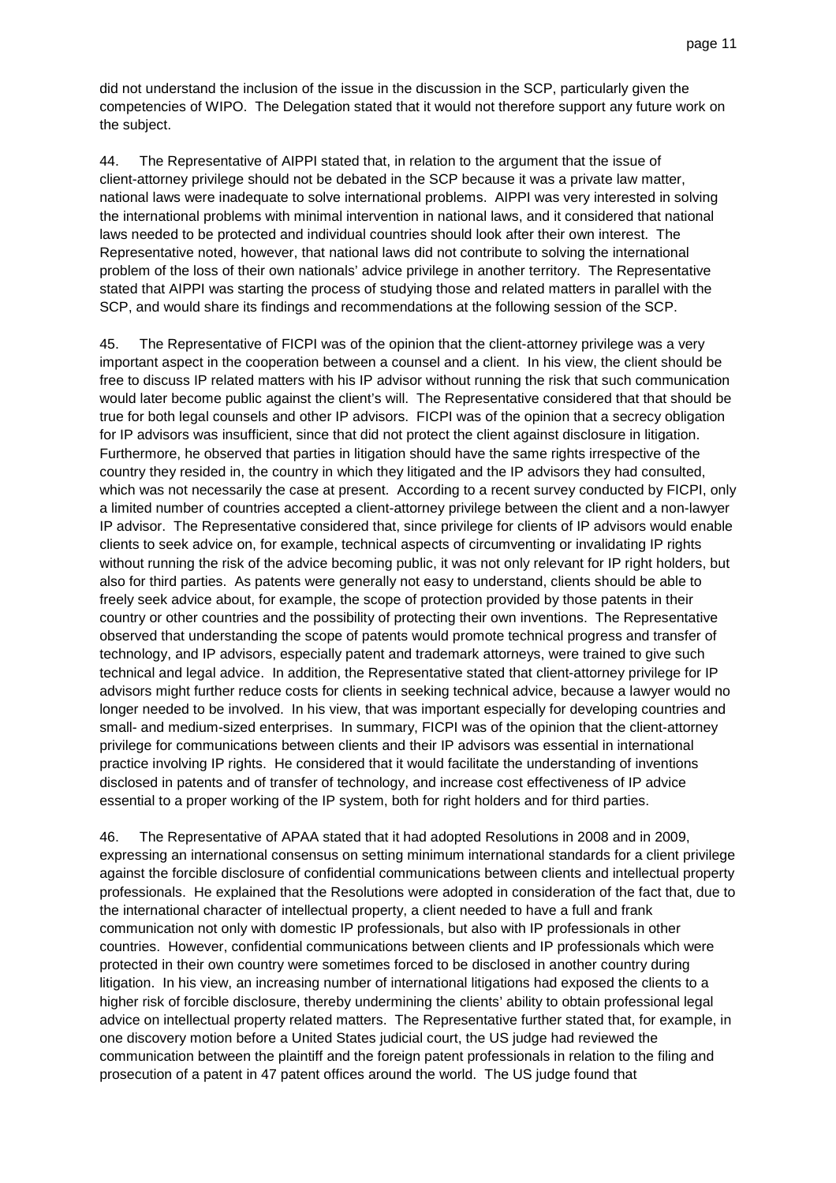did not understand the inclusion of the issue in the discussion in the SCP, particularly given the competencies of WIPO. The Delegation stated that it would not therefore support any future work on the subject.

44. The Representative of AIPPI stated that, in relation to the argument that the issue of client-attorney privilege should not be debated in the SCP because it was a private law matter, national laws were inadequate to solve international problems. AIPPI was very interested in solving the international problems with minimal intervention in national laws, and it considered that national laws needed to be protected and individual countries should look after their own interest. The Representative noted, however, that national laws did not contribute to solving the international problem of the loss of their own nationals' advice privilege in another territory. The Representative stated that AIPPI was starting the process of studying those and related matters in parallel with the SCP, and would share its findings and recommendations at the following session of the SCP.

45. The Representative of FICPI was of the opinion that the client-attorney privilege was a very important aspect in the cooperation between a counsel and a client. In his view, the client should be free to discuss IP related matters with his IP advisor without running the risk that such communication would later become public against the client's will. The Representative considered that that should be true for both legal counsels and other IP advisors. FICPI was of the opinion that a secrecy obligation for IP advisors was insufficient, since that did not protect the client against disclosure in litigation. Furthermore, he observed that parties in litigation should have the same rights irrespective of the country they resided in, the country in which they litigated and the IP advisors they had consulted, which was not necessarily the case at present. According to a recent survey conducted by FICPI, only a limited number of countries accepted a client-attorney privilege between the client and a non-lawyer IP advisor. The Representative considered that, since privilege for clients of IP advisors would enable clients to seek advice on, for example, technical aspects of circumventing or invalidating IP rights without running the risk of the advice becoming public, it was not only relevant for IP right holders, but also for third parties. As patents were generally not easy to understand, clients should be able to freely seek advice about, for example, the scope of protection provided by those patents in their country or other countries and the possibility of protecting their own inventions. The Representative observed that understanding the scope of patents would promote technical progress and transfer of technology, and IP advisors, especially patent and trademark attorneys, were trained to give such technical and legal advice. In addition, the Representative stated that client-attorney privilege for IP advisors might further reduce costs for clients in seeking technical advice, because a lawyer would no longer needed to be involved. In his view, that was important especially for developing countries and small- and medium-sized enterprises. In summary, FICPI was of the opinion that the client-attorney privilege for communications between clients and their IP advisors was essential in international practice involving IP rights. He considered that it would facilitate the understanding of inventions disclosed in patents and of transfer of technology, and increase cost effectiveness of IP advice essential to a proper working of the IP system, both for right holders and for third parties.

46. The Representative of APAA stated that it had adopted Resolutions in 2008 and in 2009, expressing an international consensus on setting minimum international standards for a client privilege against the forcible disclosure of confidential communications between clients and intellectual property professionals. He explained that the Resolutions were adopted in consideration of the fact that, due to the international character of intellectual property, a client needed to have a full and frank communication not only with domestic IP professionals, but also with IP professionals in other countries. However, confidential communications between clients and IP professionals which were protected in their own country were sometimes forced to be disclosed in another country during litigation. In his view, an increasing number of international litigations had exposed the clients to a higher risk of forcible disclosure, thereby undermining the clients' ability to obtain professional legal advice on intellectual property related matters. The Representative further stated that, for example, in one discovery motion before a United States judicial court, the US judge had reviewed the communication between the plaintiff and the foreign patent professionals in relation to the filing and prosecution of a patent in 47 patent offices around the world. The US judge found that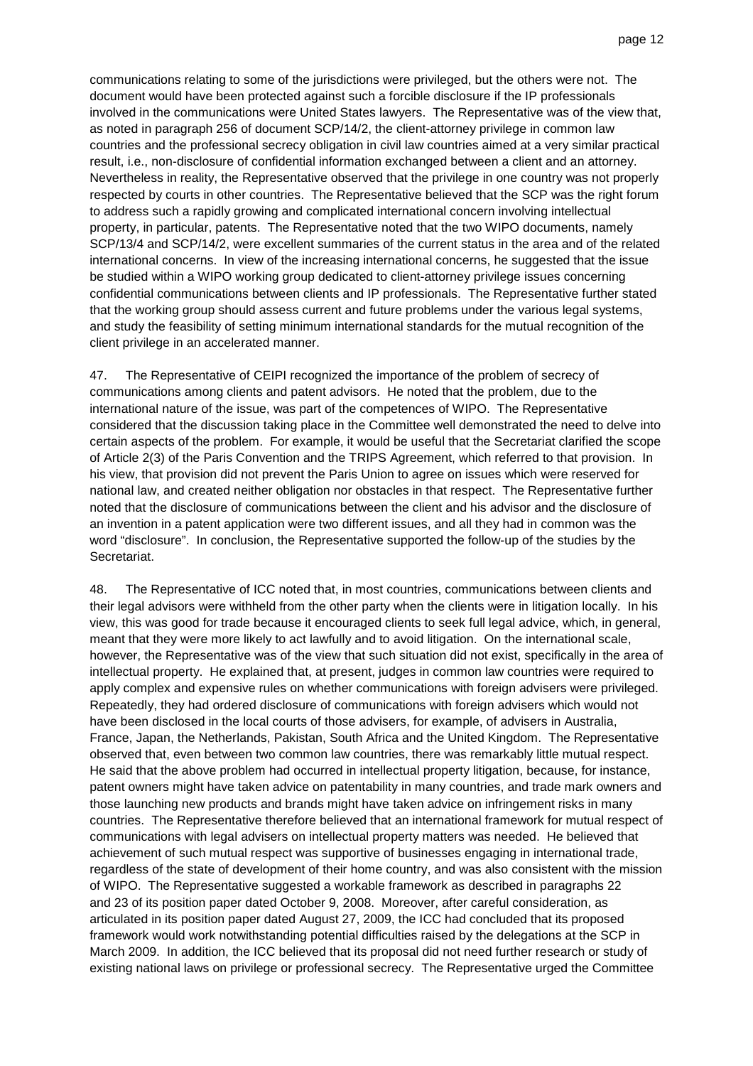communications relating to some of the jurisdictions were privileged, but the others were not. The document would have been protected against such a forcible disclosure if the IP professionals involved in the communications were United States lawyers. The Representative was of the view that, as noted in paragraph 256 of document SCP/14/2, the client-attorney privilege in common law countries and the professional secrecy obligation in civil law countries aimed at a very similar practical result, i.e., non-disclosure of confidential information exchanged between a client and an attorney. Nevertheless in reality, the Representative observed that the privilege in one country was not properly respected by courts in other countries. The Representative believed that the SCP was the right forum to address such a rapidly growing and complicated international concern involving intellectual property, in particular, patents. The Representative noted that the two WIPO documents, namely SCP/13/4 and SCP/14/2, were excellent summaries of the current status in the area and of the related international concerns. In view of the increasing international concerns, he suggested that the issue be studied within a WIPO working group dedicated to client-attorney privilege issues concerning confidential communications between clients and IP professionals. The Representative further stated that the working group should assess current and future problems under the various legal systems, and study the feasibility of setting minimum international standards for the mutual recognition of the client privilege in an accelerated manner.

47. The Representative of CEIPI recognized the importance of the problem of secrecy of communications among clients and patent advisors. He noted that the problem, due to the international nature of the issue, was part of the competences of WIPO. The Representative considered that the discussion taking place in the Committee well demonstrated the need to delve into certain aspects of the problem. For example, it would be useful that the Secretariat clarified the scope of Article 2(3) of the Paris Convention and the TRIPS Agreement, which referred to that provision. In his view, that provision did not prevent the Paris Union to agree on issues which were reserved for national law, and created neither obligation nor obstacles in that respect. The Representative further noted that the disclosure of communications between the client and his advisor and the disclosure of an invention in a patent application were two different issues, and all they had in common was the word "disclosure". In conclusion, the Representative supported the follow-up of the studies by the Secretariat.

48. The Representative of ICC noted that, in most countries, communications between clients and their legal advisors were withheld from the other party when the clients were in litigation locally. In his view, this was good for trade because it encouraged clients to seek full legal advice, which, in general, meant that they were more likely to act lawfully and to avoid litigation. On the international scale, however, the Representative was of the view that such situation did not exist, specifically in the area of intellectual property. He explained that, at present, judges in common law countries were required to apply complex and expensive rules on whether communications with foreign advisers were privileged. Repeatedly, they had ordered disclosure of communications with foreign advisers which would not have been disclosed in the local courts of those advisers, for example, of advisers in Australia, France, Japan, the Netherlands, Pakistan, South Africa and the United Kingdom. The Representative observed that, even between two common law countries, there was remarkably little mutual respect. He said that the above problem had occurred in intellectual property litigation, because, for instance, patent owners might have taken advice on patentability in many countries, and trade mark owners and those launching new products and brands might have taken advice on infringement risks in many countries. The Representative therefore believed that an international framework for mutual respect of communications with legal advisers on intellectual property matters was needed. He believed that achievement of such mutual respect was supportive of businesses engaging in international trade, regardless of the state of development of their home country, and was also consistent with the mission of WIPO. The Representative suggested a workable framework as described in paragraphs 22 and 23 of its position paper dated October 9, 2008. Moreover, after careful consideration, as articulated in its position paper dated August 27, 2009, the ICC had concluded that its proposed framework would work notwithstanding potential difficulties raised by the delegations at the SCP in March 2009. In addition, the ICC believed that its proposal did not need further research or study of existing national laws on privilege or professional secrecy. The Representative urged the Committee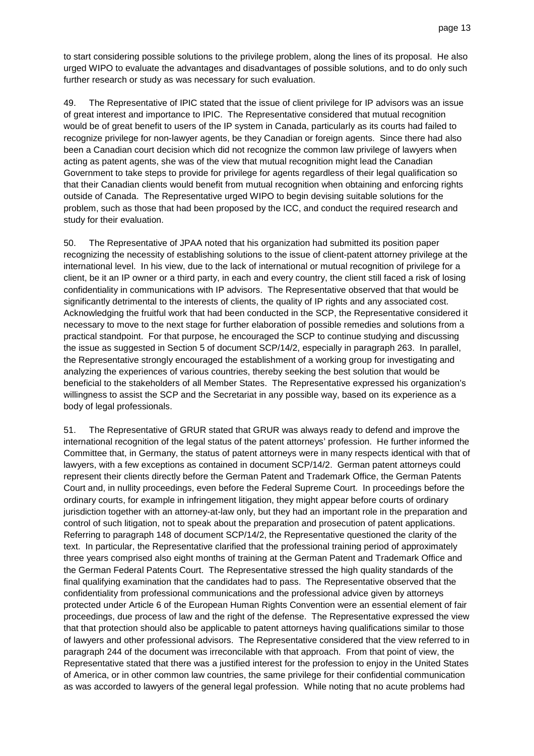to start considering possible solutions to the privilege problem, along the lines of its proposal. He also urged WIPO to evaluate the advantages and disadvantages of possible solutions, and to do only such further research or study as was necessary for such evaluation.

49. The Representative of IPIC stated that the issue of client privilege for IP advisors was an issue of great interest and importance to IPIC. The Representative considered that mutual recognition would be of great benefit to users of the IP system in Canada, particularly as its courts had failed to recognize privilege for non-lawyer agents, be they Canadian or foreign agents. Since there had also been a Canadian court decision which did not recognize the common law privilege of lawyers when acting as patent agents, she was of the view that mutual recognition might lead the Canadian Government to take steps to provide for privilege for agents regardless of their legal qualification so that their Canadian clients would benefit from mutual recognition when obtaining and enforcing rights outside of Canada. The Representative urged WIPO to begin devising suitable solutions for the problem, such as those that had been proposed by the ICC, and conduct the required research and study for their evaluation.

50. The Representative of JPAA noted that his organization had submitted its position paper recognizing the necessity of establishing solutions to the issue of client-patent attorney privilege at the international level. In his view, due to the lack of international or mutual recognition of privilege for a client, be it an IP owner or a third party, in each and every country, the client still faced a risk of losing confidentiality in communications with IP advisors. The Representative observed that that would be significantly detrimental to the interests of clients, the quality of IP rights and any associated cost. Acknowledging the fruitful work that had been conducted in the SCP, the Representative considered it necessary to move to the next stage for further elaboration of possible remedies and solutions from a practical standpoint. For that purpose, he encouraged the SCP to continue studying and discussing the issue as suggested in Section 5 of document SCP/14/2, especially in paragraph 263. In parallel, the Representative strongly encouraged the establishment of a working group for investigating and analyzing the experiences of various countries, thereby seeking the best solution that would be beneficial to the stakeholders of all Member States. The Representative expressed his organization's willingness to assist the SCP and the Secretariat in any possible way, based on its experience as a body of legal professionals.

51. The Representative of GRUR stated that GRUR was always ready to defend and improve the international recognition of the legal status of the patent attorneys' profession. He further informed the Committee that, in Germany, the status of patent attorneys were in many respects identical with that of lawyers, with a few exceptions as contained in document SCP/14/2. German patent attorneys could represent their clients directly before the German Patent and Trademark Office, the German Patents Court and, in nullity proceedings, even before the Federal Supreme Court. In proceedings before the ordinary courts, for example in infringement litigation, they might appear before courts of ordinary jurisdiction together with an attorney-at-law only, but they had an important role in the preparation and control of such litigation, not to speak about the preparation and prosecution of patent applications. Referring to paragraph 148 of document SCP/14/2, the Representative questioned the clarity of the text. In particular, the Representative clarified that the professional training period of approximately three years comprised also eight months of training at the German Patent and Trademark Office and the German Federal Patents Court. The Representative stressed the high quality standards of the final qualifying examination that the candidates had to pass. The Representative observed that the confidentiality from professional communications and the professional advice given by attorneys protected under Article 6 of the European Human Rights Convention were an essential element of fair proceedings, due process of law and the right of the defense. The Representative expressed the view that that protection should also be applicable to patent attorneys having qualifications similar to those of lawyers and other professional advisors. The Representative considered that the view referred to in paragraph 244 of the document was irreconcilable with that approach. From that point of view, the Representative stated that there was a justified interest for the profession to enjoy in the United States of America, or in other common law countries, the same privilege for their confidential communication as was accorded to lawyers of the general legal profession. While noting that no acute problems had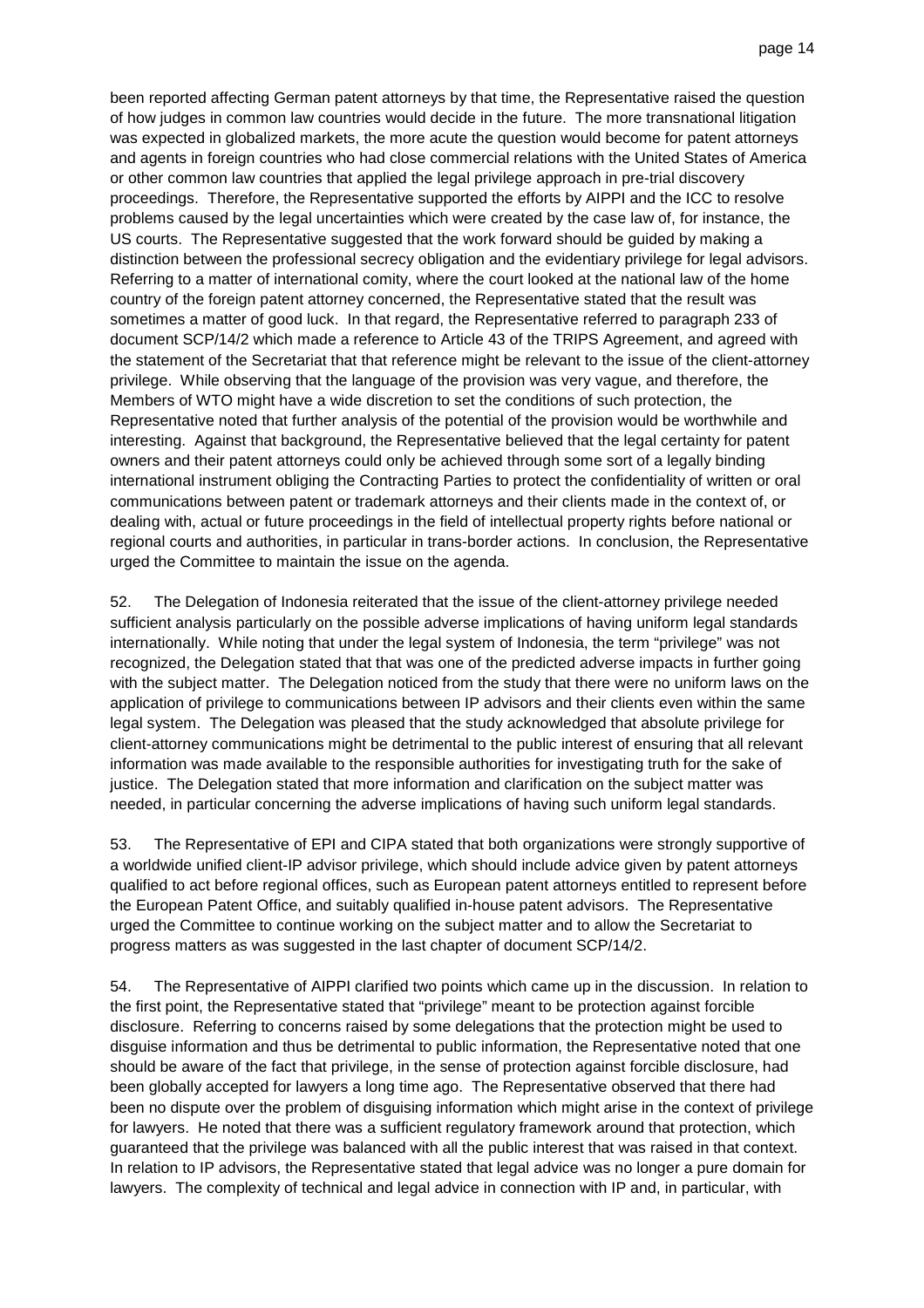been reported affecting German patent attorneys by that time, the Representative raised the question of how judges in common law countries would decide in the future. The more transnational litigation was expected in globalized markets, the more acute the question would become for patent attorneys and agents in foreign countries who had close commercial relations with the United States of America or other common law countries that applied the legal privilege approach in pre-trial discovery proceedings. Therefore, the Representative supported the efforts by AIPPI and the ICC to resolve problems caused by the legal uncertainties which were created by the case law of, for instance, the US courts. The Representative suggested that the work forward should be guided by making a distinction between the professional secrecy obligation and the evidentiary privilege for legal advisors. Referring to a matter of international comity, where the court looked at the national law of the home country of the foreign patent attorney concerned, the Representative stated that the result was sometimes a matter of good luck. In that regard, the Representative referred to paragraph 233 of document SCP/14/2 which made a reference to Article 43 of the TRIPS Agreement, and agreed with the statement of the Secretariat that that reference might be relevant to the issue of the client-attorney privilege. While observing that the language of the provision was very vague, and therefore, the Members of WTO might have a wide discretion to set the conditions of such protection, the Representative noted that further analysis of the potential of the provision would be worthwhile and interesting. Against that background, the Representative believed that the legal certainty for patent owners and their patent attorneys could only be achieved through some sort of a legally binding international instrument obliging the Contracting Parties to protect the confidentiality of written or oral communications between patent or trademark attorneys and their clients made in the context of, or dealing with, actual or future proceedings in the field of intellectual property rights before national or regional courts and authorities, in particular in trans-border actions. In conclusion, the Representative urged the Committee to maintain the issue on the agenda.

52. The Delegation of Indonesia reiterated that the issue of the client-attorney privilege needed sufficient analysis particularly on the possible adverse implications of having uniform legal standards internationally. While noting that under the legal system of Indonesia, the term "privilege" was not recognized, the Delegation stated that that was one of the predicted adverse impacts in further going with the subject matter. The Delegation noticed from the study that there were no uniform laws on the application of privilege to communications between IP advisors and their clients even within the same legal system. The Delegation was pleased that the study acknowledged that absolute privilege for client-attorney communications might be detrimental to the public interest of ensuring that all relevant information was made available to the responsible authorities for investigating truth for the sake of justice. The Delegation stated that more information and clarification on the subject matter was needed, in particular concerning the adverse implications of having such uniform legal standards.

53. The Representative of EPI and CIPA stated that both organizations were strongly supportive of a worldwide unified client-IP advisor privilege, which should include advice given by patent attorneys qualified to act before regional offices, such as European patent attorneys entitled to represent before the European Patent Office, and suitably qualified in-house patent advisors. The Representative urged the Committee to continue working on the subject matter and to allow the Secretariat to progress matters as was suggested in the last chapter of document SCP/14/2.

54. The Representative of AIPPI clarified two points which came up in the discussion. In relation to the first point, the Representative stated that "privilege" meant to be protection against forcible disclosure. Referring to concerns raised by some delegations that the protection might be used to disguise information and thus be detrimental to public information, the Representative noted that one should be aware of the fact that privilege, in the sense of protection against forcible disclosure, had been globally accepted for lawyers a long time ago. The Representative observed that there had been no dispute over the problem of disguising information which might arise in the context of privilege for lawyers. He noted that there was a sufficient regulatory framework around that protection, which guaranteed that the privilege was balanced with all the public interest that was raised in that context. In relation to IP advisors, the Representative stated that legal advice was no longer a pure domain for lawyers. The complexity of technical and legal advice in connection with IP and, in particular, with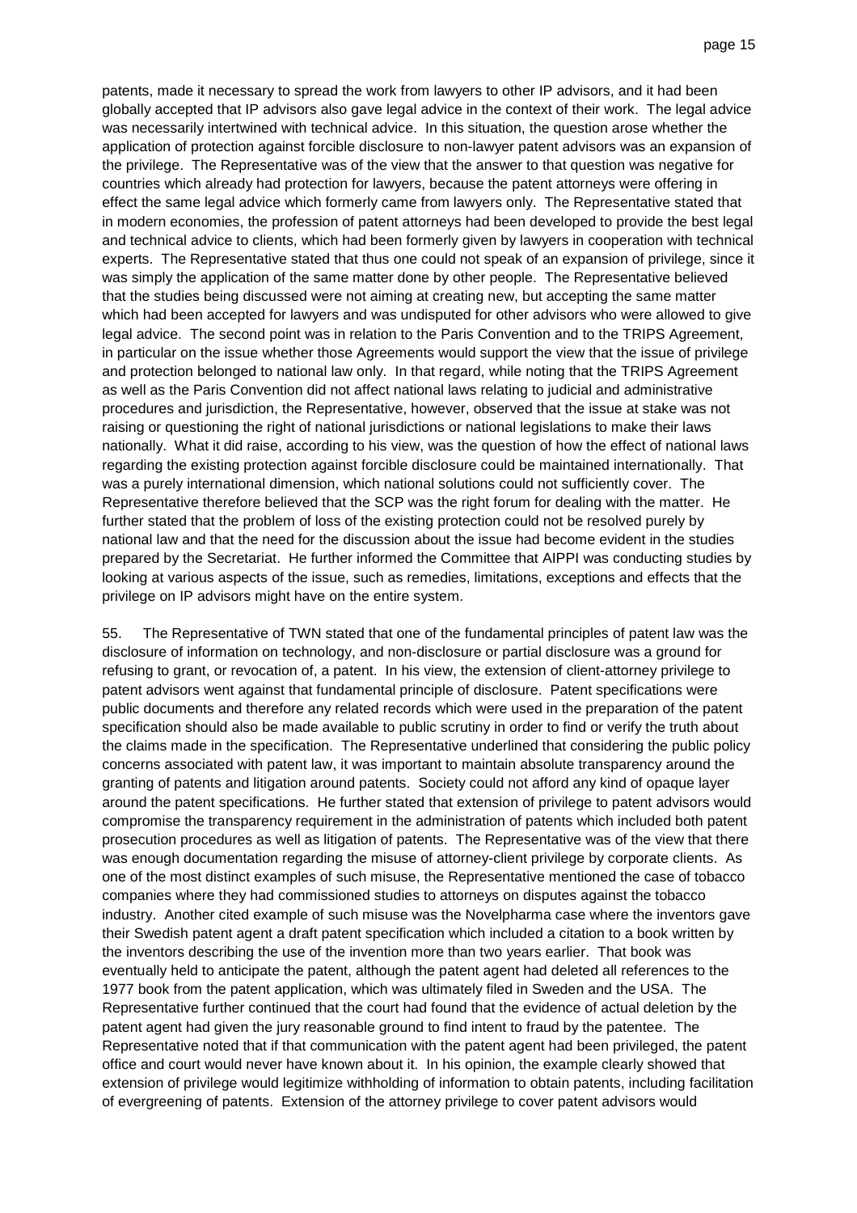patents, made it necessary to spread the work from lawyers to other IP advisors, and it had been globally accepted that IP advisors also gave legal advice in the context of their work. The legal advice was necessarily intertwined with technical advice. In this situation, the question arose whether the application of protection against forcible disclosure to non-lawyer patent advisors was an expansion of the privilege. The Representative was of the view that the answer to that question was negative for countries which already had protection for lawyers, because the patent attorneys were offering in effect the same legal advice which formerly came from lawyers only. The Representative stated that in modern economies, the profession of patent attorneys had been developed to provide the best legal and technical advice to clients, which had been formerly given by lawyers in cooperation with technical experts. The Representative stated that thus one could not speak of an expansion of privilege, since it was simply the application of the same matter done by other people. The Representative believed that the studies being discussed were not aiming at creating new, but accepting the same matter which had been accepted for lawyers and was undisputed for other advisors who were allowed to give legal advice. The second point was in relation to the Paris Convention and to the TRIPS Agreement, in particular on the issue whether those Agreements would support the view that the issue of privilege and protection belonged to national law only. In that regard, while noting that the TRIPS Agreement as well as the Paris Convention did not affect national laws relating to judicial and administrative procedures and jurisdiction, the Representative, however, observed that the issue at stake was not raising or questioning the right of national jurisdictions or national legislations to make their laws nationally. What it did raise, according to his view, was the question of how the effect of national laws regarding the existing protection against forcible disclosure could be maintained internationally. That was a purely international dimension, which national solutions could not sufficiently cover. The Representative therefore believed that the SCP was the right forum for dealing with the matter. He further stated that the problem of loss of the existing protection could not be resolved purely by national law and that the need for the discussion about the issue had become evident in the studies prepared by the Secretariat. He further informed the Committee that AIPPI was conducting studies by looking at various aspects of the issue, such as remedies, limitations, exceptions and effects that the privilege on IP advisors might have on the entire system.

55. The Representative of TWN stated that one of the fundamental principles of patent law was the disclosure of information on technology, and non-disclosure or partial disclosure was a ground for refusing to grant, or revocation of, a patent. In his view, the extension of client-attorney privilege to patent advisors went against that fundamental principle of disclosure. Patent specifications were public documents and therefore any related records which were used in the preparation of the patent specification should also be made available to public scrutiny in order to find or verify the truth about the claims made in the specification. The Representative underlined that considering the public policy concerns associated with patent law, it was important to maintain absolute transparency around the granting of patents and litigation around patents. Society could not afford any kind of opaque layer around the patent specifications. He further stated that extension of privilege to patent advisors would compromise the transparency requirement in the administration of patents which included both patent prosecution procedures as well as litigation of patents. The Representative was of the view that there was enough documentation regarding the misuse of attorney-client privilege by corporate clients. As one of the most distinct examples of such misuse, the Representative mentioned the case of tobacco companies where they had commissioned studies to attorneys on disputes against the tobacco industry. Another cited example of such misuse was the Novelpharma case where the inventors gave their Swedish patent agent a draft patent specification which included a citation to a book written by the inventors describing the use of the invention more than two years earlier. That book was eventually held to anticipate the patent, although the patent agent had deleted all references to the 1977 book from the patent application, which was ultimately filed in Sweden and the USA. The Representative further continued that the court had found that the evidence of actual deletion by the patent agent had given the jury reasonable ground to find intent to fraud by the patentee. The Representative noted that if that communication with the patent agent had been privileged, the patent office and court would never have known about it. In his opinion, the example clearly showed that extension of privilege would legitimize withholding of information to obtain patents, including facilitation of evergreening of patents. Extension of the attorney privilege to cover patent advisors would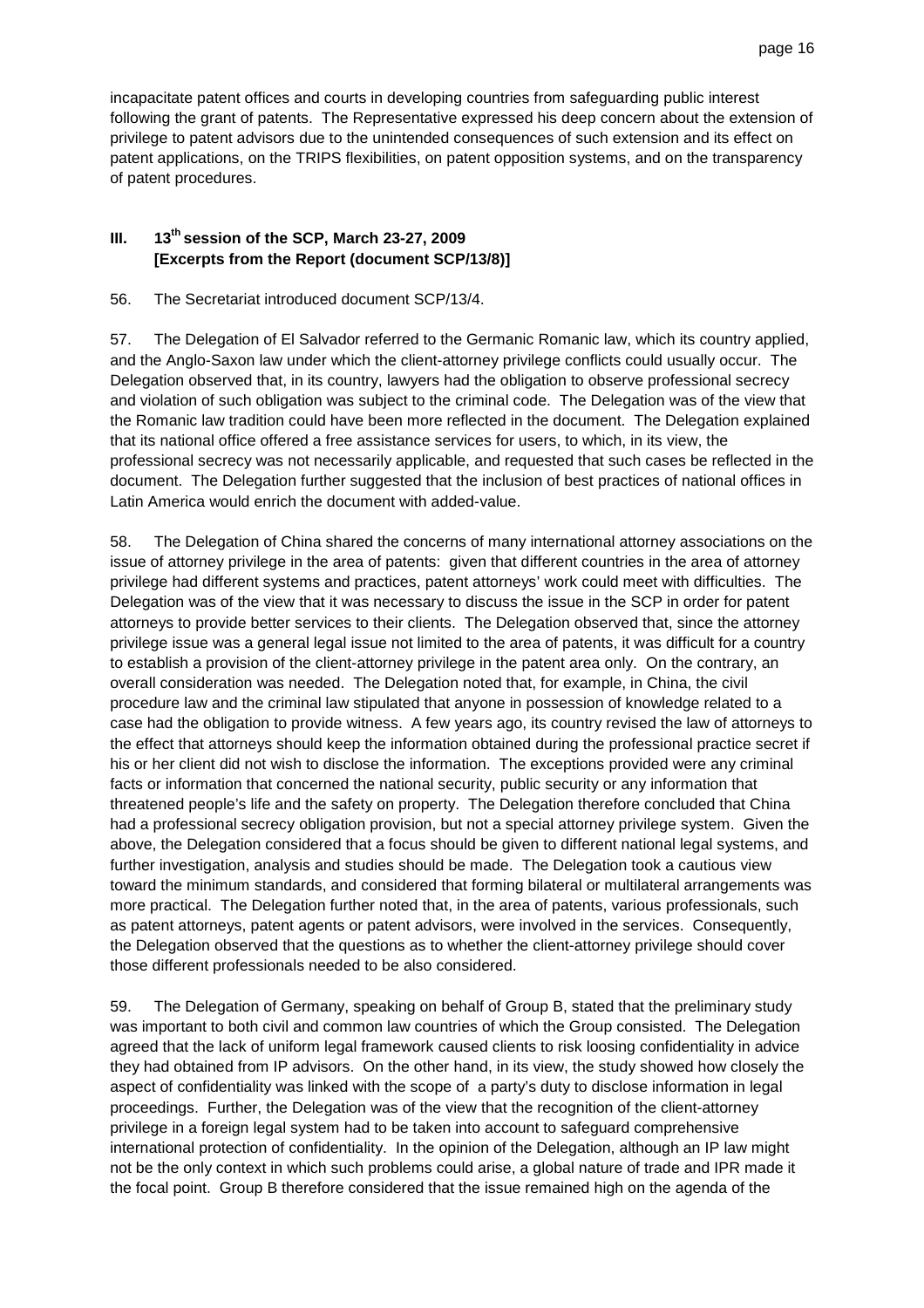incapacitate patent offices and courts in developing countries from safeguarding public interest following the grant of patents. The Representative expressed his deep concern about the extension of privilege to patent advisors due to the unintended consequences of such extension and its effect on patent applications, on the TRIPS flexibilities, on patent opposition systems, and on the transparency of patent procedures.

## III. 13th session of the SCP, March 23-27, 2009 [Excerpts from the Report (document SCP/13/8)]

56. The Secretariat introduced document SCP/13/4.

57. The Delegation of El Salvador referred to the Germanic Romanic law, which its country applied, and the Anglo-Saxon law under which the client-attorney privilege conflicts could usually occur. The Delegation observed that, in its country, lawyers had the obligation to observe professional secrecy and violation of such obligation was subject to the criminal code. The Delegation was of the view that the Romanic law tradition could have been more reflected in the document. The Delegation explained that its national office offered a free assistance services for users, to which, in its view, the professional secrecy was not necessarily applicable, and requested that such cases be reflected in the document. The Delegation further suggested that the inclusion of best practices of national offices in Latin America would enrich the document with added-value.

58. The Delegation of China shared the concerns of many international attorney associations on the issue of attorney privilege in the area of patents: given that different countries in the area of attorney privilege had different systems and practices, patent attorneys' work could meet with difficulties. The Delegation was of the view that it was necessary to discuss the issue in the SCP in order for patent attorneys to provide better services to their clients. The Delegation observed that, since the attorney privilege issue was a general legal issue not limited to the area of patents, it was difficult for a country to establish a provision of the client-attorney privilege in the patent area only. On the contrary, an overall consideration was needed. The Delegation noted that, for example, in China, the civil procedure law and the criminal law stipulated that anyone in possession of knowledge related to a case had the obligation to provide witness. A few years ago, its country revised the law of attorneys to the effect that attorneys should keep the information obtained during the professional practice secret if his or her client did not wish to disclose the information. The exceptions provided were any criminal facts or information that concerned the national security, public security or any information that threatened people's life and the safety on property. The Delegation therefore concluded that China had a professional secrecy obligation provision, but not a special attorney privilege system. Given the above, the Delegation considered that a focus should be given to different national legal systems, and further investigation, analysis and studies should be made. The Delegation took a cautious view toward the minimum standards, and considered that forming bilateral or multilateral arrangements was more practical. The Delegation further noted that, in the area of patents, various professionals, such as patent attorneys, patent agents or patent advisors, were involved in the services. Consequently, the Delegation observed that the questions as to whether the client-attorney privilege should cover those different professionals needed to be also considered.

59. The Delegation of Germany, speaking on behalf of Group B, stated that the preliminary study was important to both civil and common law countries of which the Group consisted. The Delegation agreed that the lack of uniform legal framework caused clients to risk loosing confidentiality in advice they had obtained from IP advisors. On the other hand, in its view, the study showed how closely the aspect of confidentiality was linked with the scope of a party's duty to disclose information in legal proceedings. Further, the Delegation was of the view that the recognition of the client-attorney privilege in a foreign legal system had to be taken into account to safeguard comprehensive international protection of confidentiality. In the opinion of the Delegation, although an IP law might not be the only context in which such problems could arise, a global nature of trade and IPR made it the focal point. Group B therefore considered that the issue remained high on the agenda of the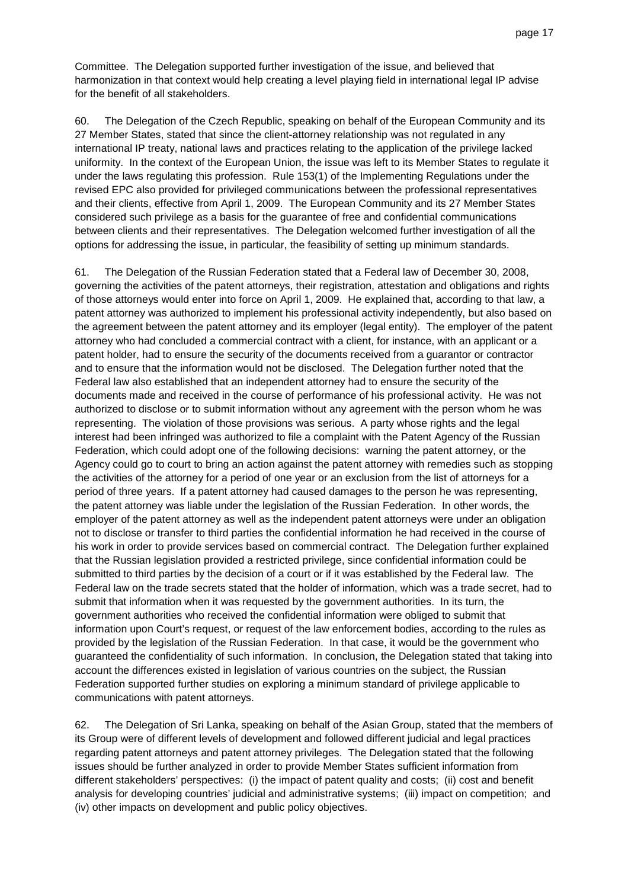Committee. The Delegation supported further investigation of the issue, and believed that harmonization in that context would help creating a level playing field in international legal IP advise for the benefit of all stakeholders.

60. The Delegation of the Czech Republic, speaking on behalf of the European Community and its 27 Member States, stated that since the client-attorney relationship was not regulated in any international IP treaty, national laws and practices relating to the application of the privilege lacked uniformity. In the context of the European Union, the issue was left to its Member States to regulate it under the laws regulating this profession. Rule 153(1) of the Implementing Regulations under the revised EPC also provided for privileged communications between the professional representatives and their clients, effective from April 1, 2009. The European Community and its 27 Member States considered such privilege as a basis for the guarantee of free and confidential communications between clients and their representatives. The Delegation welcomed further investigation of all the options for addressing the issue, in particular, the feasibility of setting up minimum standards.

61. The Delegation of the Russian Federation stated that a Federal law of December 30, 2008, governing the activities of the patent attorneys, their registration, attestation and obligations and rights of those attorneys would enter into force on April 1, 2009. He explained that, according to that law, a patent attorney was authorized to implement his professional activity independently, but also based on the agreement between the patent attorney and its employer (legal entity). The employer of the patent attorney who had concluded a commercial contract with a client, for instance, with an applicant or a patent holder, had to ensure the security of the documents received from a guarantor or contractor and to ensure that the information would not be disclosed. The Delegation further noted that the Federal law also established that an independent attorney had to ensure the security of the documents made and received in the course of performance of his professional activity. He was not authorized to disclose or to submit information without any agreement with the person whom he was representing. The violation of those provisions was serious. A party whose rights and the legal interest had been infringed was authorized to file a complaint with the Patent Agency of the Russian Federation, which could adopt one of the following decisions: warning the patent attorney, or the Agency could go to court to bring an action against the patent attorney with remedies such as stopping the activities of the attorney for a period of one year or an exclusion from the list of attorneys for a period of three years. If a patent attorney had caused damages to the person he was representing, the patent attorney was liable under the legislation of the Russian Federation. In other words, the employer of the patent attorney as well as the independent patent attorneys were under an obligation not to disclose or transfer to third parties the confidential information he had received in the course of his work in order to provide services based on commercial contract. The Delegation further explained that the Russian legislation provided a restricted privilege, since confidential information could be submitted to third parties by the decision of a court or if it was established by the Federal law. The Federal law on the trade secrets stated that the holder of information, which was a trade secret, had to submit that information when it was requested by the government authorities. In its turn, the government authorities who received the confidential information were obliged to submit that information upon Court's request, or request of the law enforcement bodies, according to the rules as provided by the legislation of the Russian Federation. In that case, it would be the government who guaranteed the confidentiality of such information. In conclusion, the Delegation stated that taking into account the differences existed in legislation of various countries on the subject, the Russian Federation supported further studies on exploring a minimum standard of privilege applicable to communications with patent attorneys.

62. The Delegation of Sri Lanka, speaking on behalf of the Asian Group, stated that the members of its Group were of different levels of development and followed different judicial and legal practices regarding patent attorneys and patent attorney privileges. The Delegation stated that the following issues should be further analyzed in order to provide Member States sufficient information from different stakeholders' perspectives: (i) the impact of patent quality and costs; (ii) cost and benefit analysis for developing countries' judicial and administrative systems; (iii) impact on competition; and (iv) other impacts on development and public policy objectives.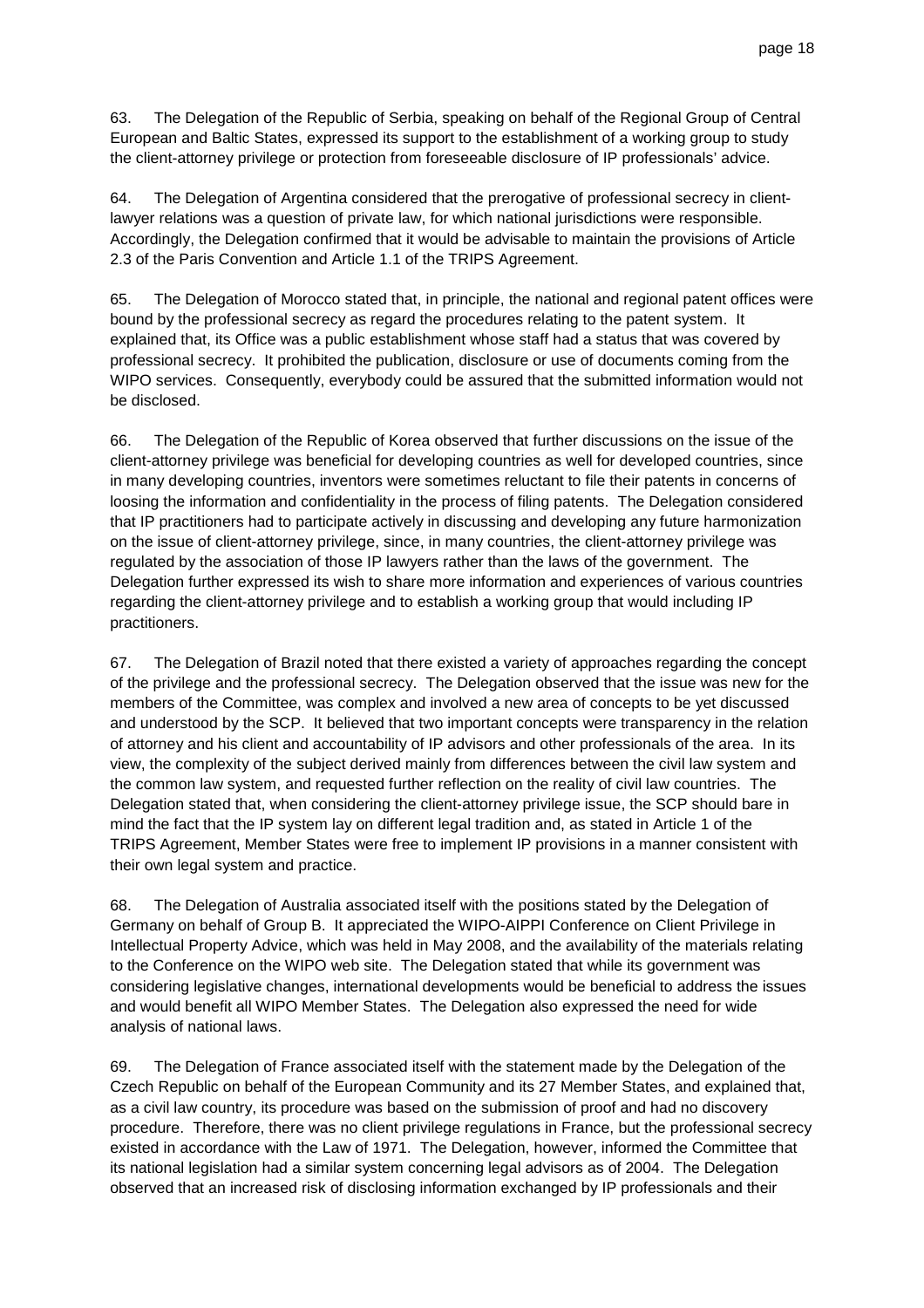63. The Delegation of the Republic of Serbia, speaking on behalf of the Regional Group of Central European and Baltic States, expressed its support to the establishment of a working group to study the client-attorney privilege or protection from foreseeable disclosure of IP professionals' advice.

64. The Delegation of Argentina considered that the prerogative of professional secrecy in client-lawyer relations was a question of private law, for which national jurisdictions were responsible. Accordingly, the Delegation confirmed that it would be advisable to maintain the provisions of Article 2.3 of the Paris Convention and Article 1.1 of the TRIPS Agreement.

65. The Delegation of Morocco stated that, in principle, the national and regional patent offices were bound by the professional secrecy as regard the procedures relating to the patent system. It explained that, its Office was a public establishment whose staff had a status that was covered by professional secrecy. It prohibited the publication, disclosure or use of documents coming from the WIPO services. Consequently, everybody could be assured that the submitted information would not be disclosed.

66. The Delegation of the Republic of Korea observed that further discussions on the issue of the client-attorney privilege was beneficial for developing countries as well for developed countries, since in many developing countries, inventors were sometimes reluctant to file their patents in concerns of loosing the information and confidentiality in the process of filing patents. The Delegation considered that IP practitioners had to participate actively in discussing and developing any future harmonization on the issue of client-attorney privilege, since, in many countries, the client-attorney privilege was regulated by the association of those IP lawyers rather than the laws of the government. The Delegation further expressed its wish to share more information and experiences of various countries regarding the client-attorney privilege and to establish a working group that would including IP practitioners.

67. The Delegation of Brazil noted that there existed a variety of approaches regarding the concept of the privilege and the professional secrecy. The Delegation observed that the issue was new for the members of the Committee, was complex and involved a new area of concepts to be yet discussed and understood by the SCP. It believed that two important concepts were transparency in the relation of attorney and his client and accountability of IP advisors and other professionals of the area. In its view, the complexity of the subject derived mainly from differences between the civil law system and the common law system, and requested further reflection on the reality of civil law countries. The Delegation stated that, when considering the client-attorney privilege issue, the SCP should bare in mind the fact that the IP system lay on different legal tradition and, as stated in Article 1 of the TRIPS Agreement, Member States were free to implement IP provisions in a manner consistent with their own legal system and practice.

68. The Delegation of Australia associated itself with the positions stated by the Delegation of Germany on behalf of Group B. It appreciated the WIPO-AIPPI Conference on Client Privilege in Intellectual Property Advice, which was held in May 2008, and the availability of the materials relating to the Conference on the WIPO web site. The Delegation stated that while its government was considering legislative changes, international developments would be beneficial to address the issues and would benefit all WIPO Member States. The Delegation also expressed the need for wide analysis of national laws.

69. The Delegation of France associated itself with the statement made by the Delegation of the Czech Republic on behalf of the European Community and its 27 Member States, and explained that, as a civil law country, its procedure was based on the submission of proof and had no discovery procedure. Therefore, there was no client privilege regulations in France, but the professional secrecy existed in accordance with the Law of 1971. The Delegation, however, informed the Committee that its national legislation had a similar system concerning legal advisors as of 2004. The Delegation observed that an increased risk of disclosing information exchanged by IP professionals and their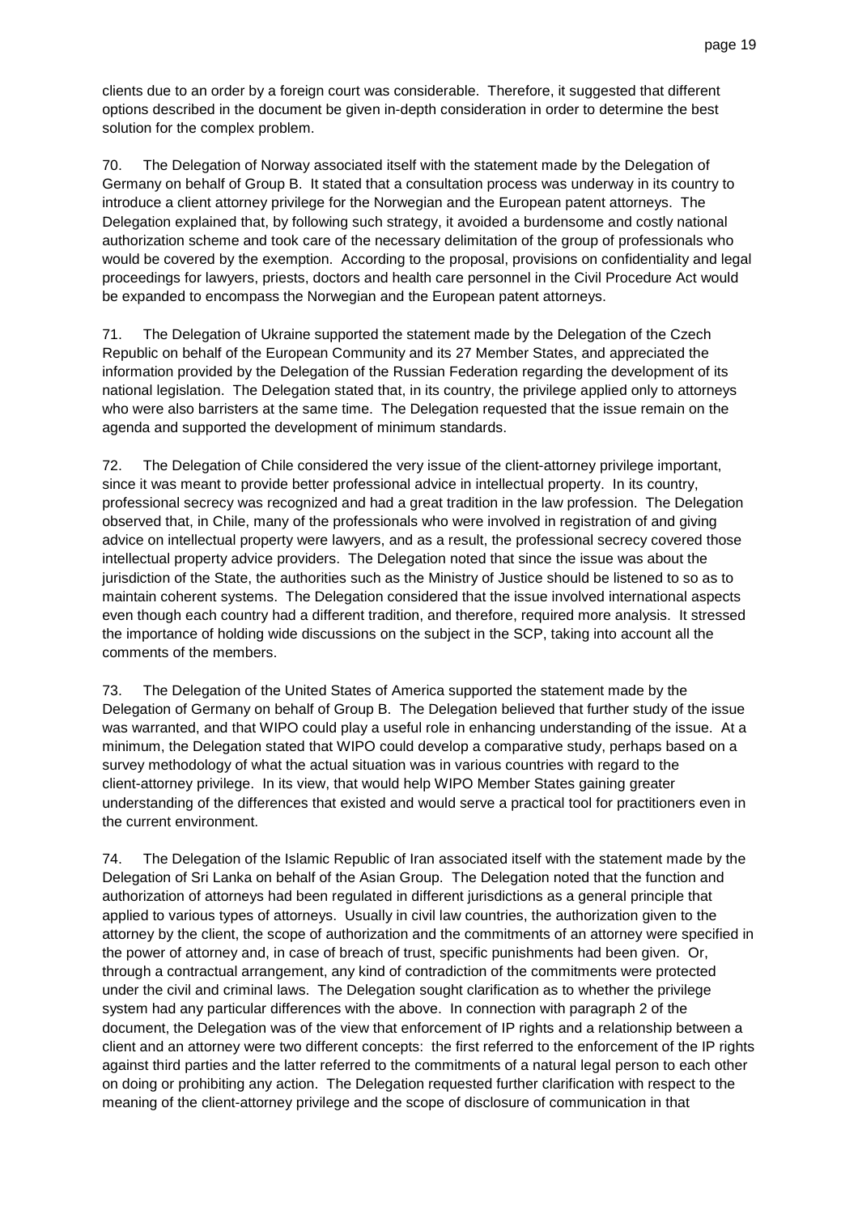clients due to an order by a foreign court was considerable. Therefore, it suggested that different options described in the document be given in-depth consideration in order to determine the best solution for the complex problem.

70. The Delegation of Norway associated itself with the statement made by the Delegation of Germany on behalf of Group B. It stated that a consultation process was underway in its country to introduce a client attorney privilege for the Norwegian and the European patent attorneys. The Delegation explained that, by following such strategy, it avoided a burdensome and costly national authorization scheme and took care of the necessary delimitation of the group of professionals who would be covered by the exemption. According to the proposal, provisions on confidentiality and legal proceedings for lawyers, priests, doctors and health care personnel in the Civil Procedure Act would be expanded to encompass the Norwegian and the European patent attorneys.

71. The Delegation of Ukraine supported the statement made by the Delegation of the Czech Republic on behalf of the European Community and its 27 Member States, and appreciated the information provided by the Delegation of the Russian Federation regarding the development of its national legislation. The Delegation stated that, in its country, the privilege applied only to attorneys who were also barristers at the same time. The Delegation requested that the issue remain on the agenda and supported the development of minimum standards.

72. The Delegation of Chile considered the very issue of the client-attorney privilege important, since it was meant to provide better professional advice in intellectual property. In its country, professional secrecy was recognized and had a great tradition in the law profession. The Delegation observed that, in Chile, many of the professionals who were involved in registration of and giving advice on intellectual property were lawyers, and as a result, the professional secrecy covered those intellectual property advice providers. The Delegation noted that since the issue was about the jurisdiction of the State, the authorities such as the Ministry of Justice should be listened to so as to maintain coherent systems. The Delegation considered that the issue involved international aspects even though each country had a different tradition, and therefore, required more analysis. It stressed the importance of holding wide discussions on the subject in the SCP, taking into account all the comments of the members.

73. The Delegation of the United States of America supported the statement made by the Delegation of Germany on behalf of Group B. The Delegation believed that further study of the issue was warranted, and that WIPO could play a useful role in enhancing understanding of the issue. At a minimum, the Delegation stated that WIPO could develop a comparative study, perhaps based on a survey methodology of what the actual situation was in various countries with regard to the client-attorney privilege. In its view, that would help WIPO Member States gaining greater understanding of the differences that existed and would serve a practical tool for practitioners even in the current environment.

74. The Delegation of the Islamic Republic of Iran associated itself with the statement made by the Delegation of Sri Lanka on behalf of the Asian Group. The Delegation noted that the function and authorization of attorneys had been regulated in different jurisdictions as a general principle that applied to various types of attorneys. Usually in civil law countries, the authorization given to the attorney by the client, the scope of authorization and the commitments of an attorney were specified in the power of attorney and, in case of breach of trust, specific punishments had been given. Or, through a contractual arrangement, any kind of contradiction of the commitments were protected under the civil and criminal laws. The Delegation sought clarification as to whether the privilege system had any particular differences with the above. In connection with paragraph 2 of the document, the Delegation was of the view that enforcement of IP rights and a relationship between a client and an attorney were two different concepts: the first referred to the enforcement of the IP rights against third parties and the latter referred to the commitments of a natural legal person to each other on doing or prohibiting any action. The Delegation requested further clarification with respect to the meaning of the client-attorney privilege and the scope of disclosure of communication in that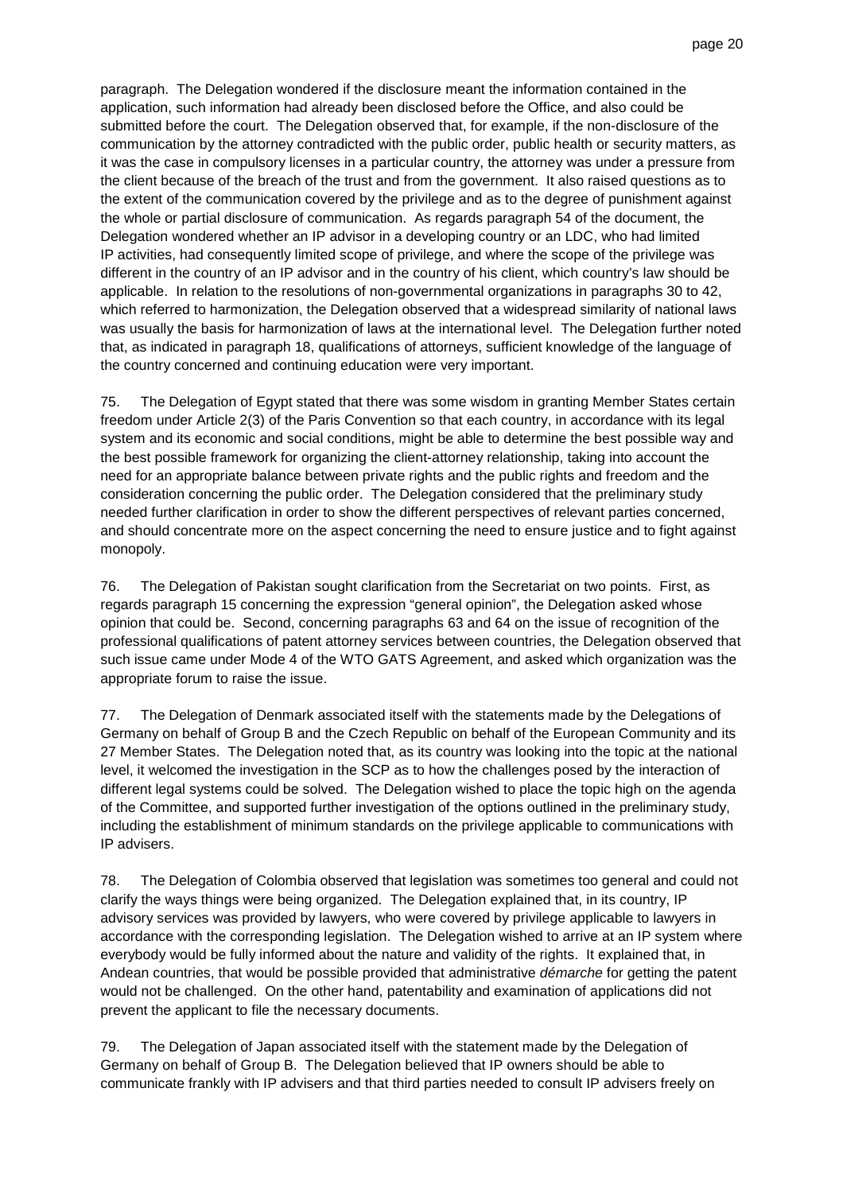paragraph. The Delegation wondered if the disclosure meant the information contained in the application, such information had already been disclosed before the Office, and also could be submitted before the court. The Delegation observed that, for example, if the non-disclosure of the communication by the attorney contradicted with the public order, public health or security matters, as it was the case in compulsory licenses in a particular country, the attorney was under a pressure from the client because of the breach of the trust and from the government. It also raised questions as to the extent of the communication covered by the privilege and as to the degree of punishment against the whole or partial disclosure of communication. As regards paragraph 54 of the document, the Delegation wondered whether an IP advisor in a developing country or an LDC, who had limited IP activities, had consequently limited scope of privilege, and where the scope of the privilege was different in the country of an IP advisor and in the country of his client, which country's law should be applicable. In relation to the resolutions of non-governmental organizations in paragraphs 30 to 42, which referred to harmonization, the Delegation observed that a widespread similarity of national laws was usually the basis for harmonization of laws at the international level. The Delegation further noted that, as indicated in paragraph 18, qualifications of attorneys, sufficient knowledge of the language of the country concerned and continuing education were very important.

75. The Delegation of Egypt stated that there was some wisdom in granting Member States certain freedom under Article 2(3) of the Paris Convention so that each country, in accordance with its legal system and its economic and social conditions, might be able to determine the best possible way and the best possible framework for organizing the client-attorney relationship, taking into account the need for an appropriate balance between private rights and the public rights and freedom and the consideration concerning the public order. The Delegation considered that the preliminary study needed further clarification in order to show the different perspectives of relevant parties concerned, and should concentrate more on the aspect concerning the need to ensure justice and to fight against monopoly.

76. The Delegation of Pakistan sought clarification from the Secretariat on two points. First, as regards paragraph 15 concerning the expression "general opinion", the Delegation asked whose opinion that could be. Second, concerning paragraphs 63 and 64 on the issue of recognition of the professional qualifications of patent attorney services between countries, the Delegation observed that such issue came under Mode 4 of the WTO GATS Agreement, and asked which organization was the appropriate forum to raise the issue.

77. The Delegation of Denmark associated itself with the statements made by the Delegations of Germany on behalf of Group B and the Czech Republic on behalf of the European Community and its 27 Member States. The Delegation noted that, as its country was looking into the topic at the national level, it welcomed the investigation in the SCP as to how the challenges posed by the interaction of different legal systems could be solved. The Delegation wished to place the topic high on the agenda of the Committee, and supported further investigation of the options outlined in the preliminary study, including the establishment of minimum standards on the privilege applicable to communications with IP advisers.

78. The Delegation of Colombia observed that legislation was sometimes too general and could not clarify the ways things were being organized. The Delegation explained that, in its country, IP advisory services was provided by lawyers, who were covered by privilege applicable to lawyers in accordance with the corresponding legislation. The Delegation wished to arrive at an IP system where everybody would be fully informed about the nature and validity of the rights. It explained that, in Andean countries, that would be possible provided that administrative *démarche* for getting the patent would not be challenged. On the other hand, patentability and examination of applications did not prevent the applicant to file the necessary documents.

79. The Delegation of Japan associated itself with the statement made by the Delegation of Germany on behalf of Group B. The Delegation believed that IP owners should be able to communicate frankly with IP advisers and that third parties needed to consult IP advisers freely on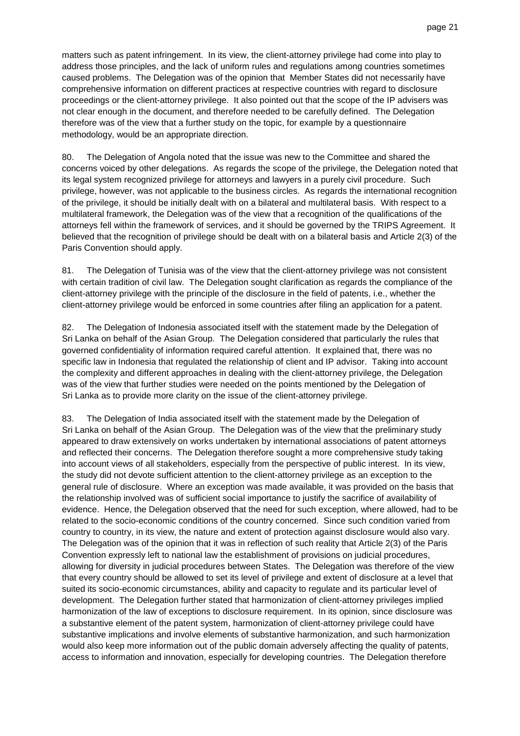matters such as patent infringement. In its view, the client-attorney privilege had come into play to address those principles, and the lack of uniform rules and regulations among countries sometimes caused problems. The Delegation was of the opinion that Member States did not necessarily have comprehensive information on different practices at respective countries with regard to disclosure proceedings or the client-attorney privilege. It also pointed out that the scope of the IP advisers was not clear enough in the document, and therefore needed to be carefully defined. The Delegation therefore was of the view that a further study on the topic, for example by a questionnaire methodology, would be an appropriate direction.

80. The Delegation of Angola noted that the issue was new to the Committee and shared the concerns voiced by other delegations. As regards the scope of the privilege, the Delegation noted that its legal system recognized privilege for attorneys and lawyers in a purely civil procedure. Such privilege, however, was not applicable to the business circles. As regards the international recognition of the privilege, it should be initially dealt with on a bilateral and multilateral basis. With respect to a multilateral framework, the Delegation was of the view that a recognition of the qualifications of the attorneys fell within the framework of services, and it should be governed by the TRIPS Agreement. It believed that the recognition of privilege should be dealt with on a bilateral basis and Article 2(3) of the Paris Convention should apply.

81. The Delegation of Tunisia was of the view that the client-attorney privilege was not consistent with certain tradition of civil law. The Delegation sought clarification as regards the compliance of the client-attorney privilege with the principle of the disclosure in the field of patents, i.e., whether the client-attorney privilege would be enforced in some countries after filing an application for a patent.

82. The Delegation of Indonesia associated itself with the statement made by the Delegation of Sri Lanka on behalf of the Asian Group. The Delegation considered that particularly the rules that governed confidentiality of information required careful attention. It explained that, there was no specific law in Indonesia that regulated the relationship of client and IP advisor. Taking into account the complexity and different approaches in dealing with the client-attorney privilege, the Delegation was of the view that further studies were needed on the points mentioned by the Delegation of Sri Lanka as to provide more clarity on the issue of the client-attorney privilege.

83. The Delegation of India associated itself with the statement made by the Delegation of Sri Lanka on behalf of the Asian Group. The Delegation was of the view that the preliminary study appeared to draw extensively on works undertaken by international associations of patent attorneys and reflected their concerns. The Delegation therefore sought a more comprehensive study taking into account views of all stakeholders, especially from the perspective of public interest. In its view, the study did not devote sufficient attention to the client-attorney privilege as an exception to the general rule of disclosure. Where an exception was made available, it was provided on the basis that the relationship involved was of sufficient social importance to justify the sacrifice of availability of evidence. Hence, the Delegation observed that the need for such exception, where allowed, had to be related to the socio-economic conditions of the country concerned. Since such condition varied from country to country, in its view, the nature and extent of protection against disclosure would also vary. The Delegation was of the opinion that it was in reflection of such reality that Article 2(3) of the Paris Convention expressly left to national law the establishment of provisions on judicial procedures, allowing for diversity in judicial procedures between States. The Delegation was therefore of the view that every country should be allowed to set its level of privilege and extent of disclosure at a level that suited its socio-economic circumstances, ability and capacity to regulate and its particular level of development. The Delegation further stated that harmonization of client-attorney privileges implied harmonization of the law of exceptions to disclosure requirement. In its opinion, since disclosure was a substantive element of the patent system, harmonization of client-attorney privilege could have substantive implications and involve elements of substantive harmonization, and such harmonization would also keep more information out of the public domain adversely affecting the quality of patents, access to information and innovation, especially for developing countries. The Delegation therefore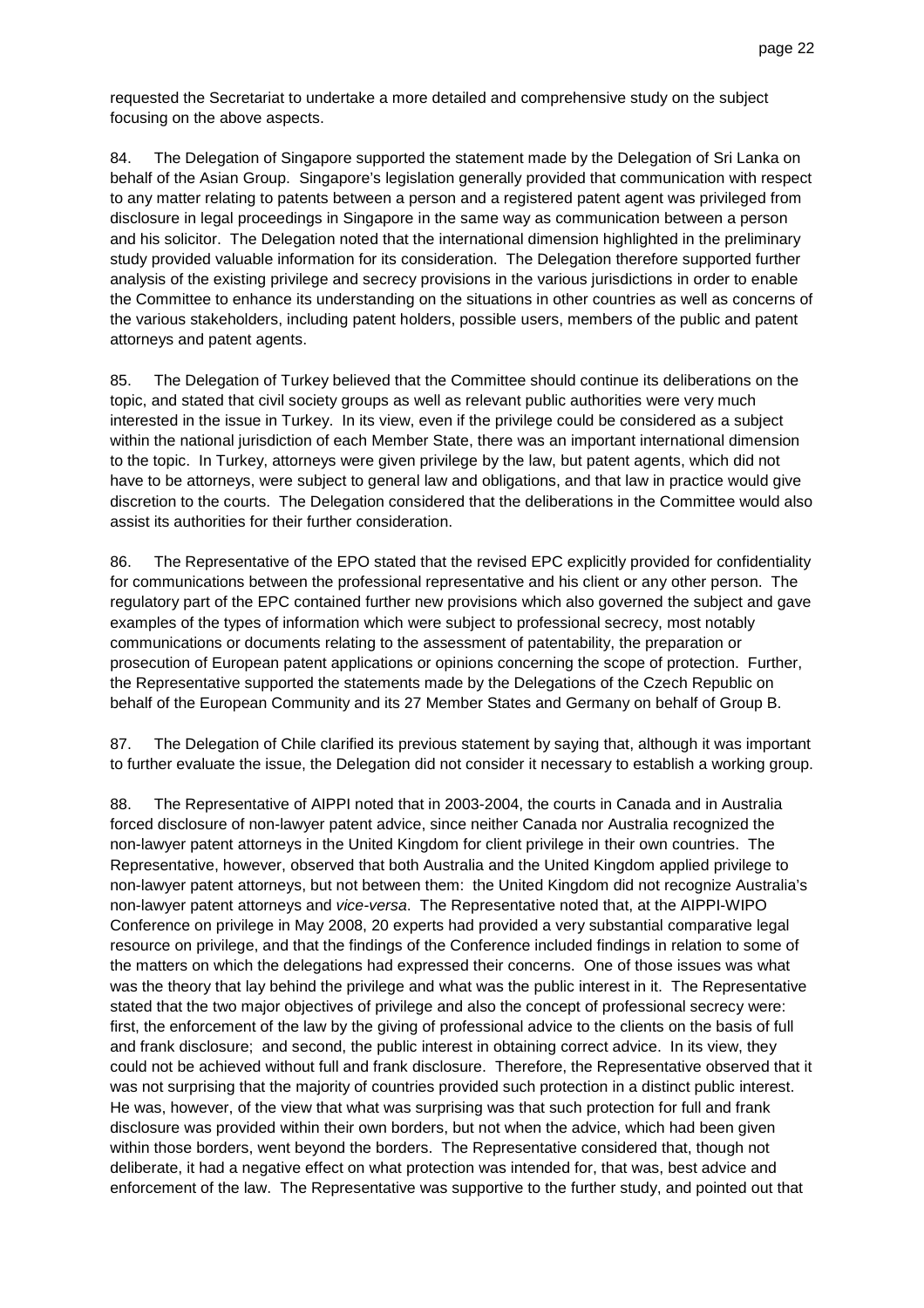requested the Secretariat to undertake a more detailed and comprehensive study on the subject focusing on the above aspects.

84. The Delegation of Singapore supported the statement made by the Delegation of Sri Lanka on behalf of the Asian Group. Singapore's legislation generally provided that communication with respect to any matter relating to patents between a person and a registered patent agent was privileged from disclosure in legal proceedings in Singapore in the same way as communication between a person and his solicitor. The Delegation noted that the international dimension highlighted in the preliminary study provided valuable information for its consideration. The Delegation therefore supported further analysis of the existing privilege and secrecy provisions in the various jurisdictions in order to enable the Committee to enhance its understanding on the situations in other countries as well as concerns of the various stakeholders, including patent holders, possible users, members of the public and patent attorneys and patent agents.

85. The Delegation of Turkey believed that the Committee should continue its deliberations on the topic, and stated that civil society groups as well as relevant public authorities were very much interested in the issue in Turkey. In its view, even if the privilege could be considered as a subject within the national jurisdiction of each Member State, there was an important international dimension to the topic. In Turkey, attorneys were given privilege by the law, but patent agents, which did not have to be attorneys, were subject to general law and obligations, and that law in practice would give discretion to the courts. The Delegation considered that the deliberations in the Committee would also assist its authorities for their further consideration.

86. The Representative of the EPO stated that the revised EPC explicitly provided for confidentiality for communications between the professional representative and his client or any other person. The regulatory part of the EPC contained further new provisions which also governed the subject and gave examples of the types of information which were subject to professional secrecy, most notably communications or documents relating to the assessment of patentability, the preparation or prosecution of European patent applications or opinions concerning the scope of protection. Further, the Representative supported the statements made by the Delegations of the Czech Republic on behalf of the European Community and its 27 Member States and Germany on behalf of Group B.

87. The Delegation of Chile clarified its previous statement by saying that, although it was important to further evaluate the issue, the Delegation did not consider it necessary to establish a working group.

88. The Representative of AIPPI noted that in 2003-2004, the courts in Canada and in Australia forced disclosure of non-lawyer patent advice, since neither Canada nor Australia recognized the non-lawyer patent attorneys in the United Kingdom for client privilege in their own countries. The Representative, however, observed that both Australia and the United Kingdom applied privilege to non-lawyer patent attorneys, but not between them: the United Kingdom did not recognize Australia's non-lawyer patent attorneys and *vice-versa*. The Representative noted that, at the AIPPI-WIPO Conference on privilege in May 2008, 20 experts had provided a very substantial comparative legal resource on privilege, and that the findings of the Conference included findings in relation to some of the matters on which the delegations had expressed their concerns. One of those issues was what was the theory that lay behind the privilege and what was the public interest in it. The Representative stated that the two major objectives of privilege and also the concept of professional secrecy were: first, the enforcement of the law by the giving of professional advice to the clients on the basis of full and frank disclosure; and second, the public interest in obtaining correct advice. In its view, they could not be achieved without full and frank disclosure. Therefore, the Representative observed that it was not surprising that the majority of countries provided such protection in a distinct public interest. He was, however, of the view that what was surprising was that such protection for full and frank disclosure was provided within their own borders, but not when the advice, which had been given within those borders, went beyond the borders. The Representative considered that, though not deliberate, it had a negative effect on what protection was intended for, that was, best advice and enforcement of the law. The Representative was supportive to the further study, and pointed out that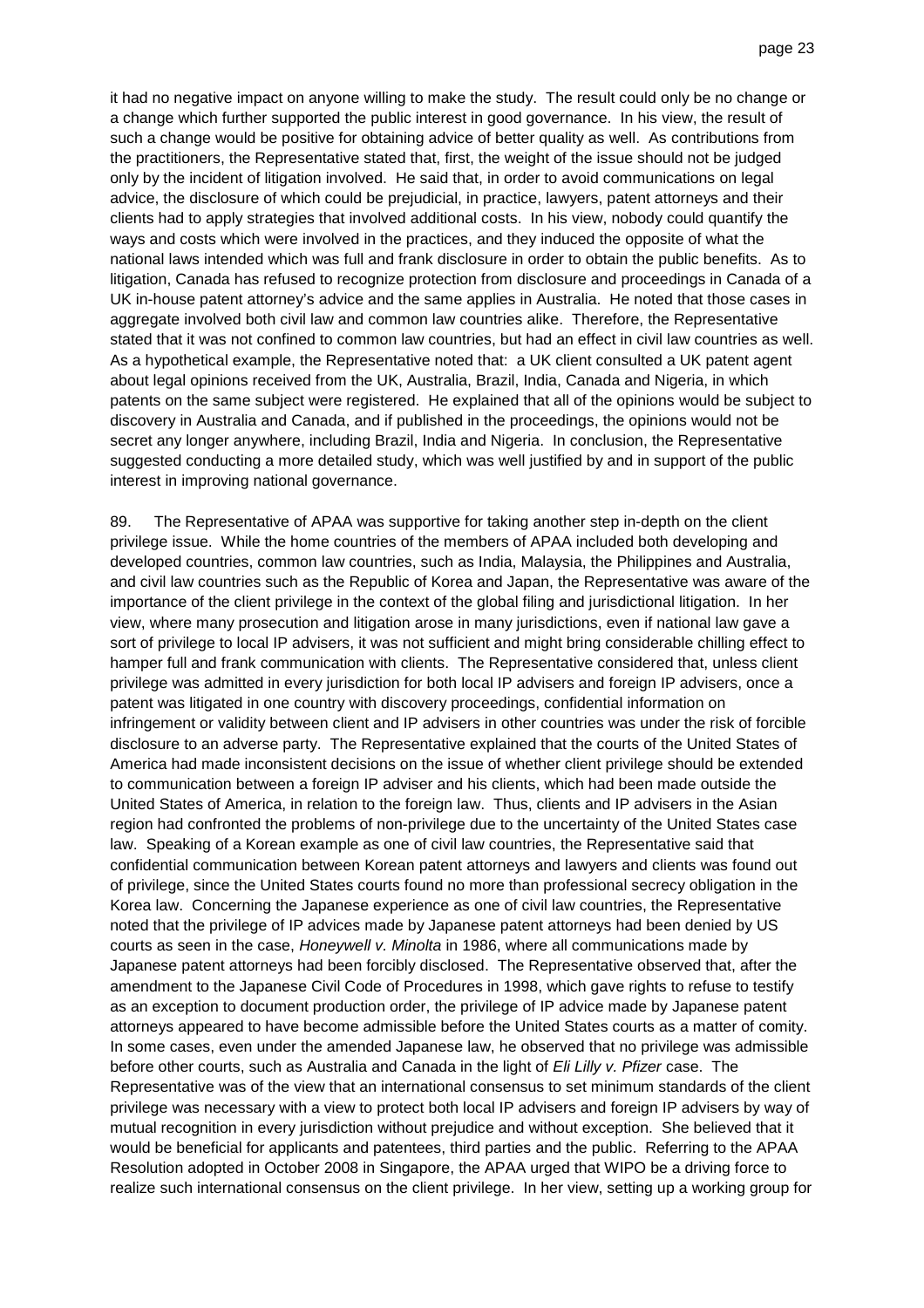it had no negative impact on anyone willing to make the study. The result could only be no change or a change which further supported the public interest in good governance. In his view, the result of such a change would be positive for obtaining advice of better quality as well. As contributions from the practitioners, the Representative stated that, first, the weight of the issue should not be judged only by the incident of litigation involved. He said that, in order to avoid communications on legal advice, the disclosure of which could be prejudicial, in practice, lawyers, patent attorneys and their clients had to apply strategies that involved additional costs. In his view, nobody could quantify the ways and costs which were involved in the practices, and they induced the opposite of what the national laws intended which was full and frank disclosure in order to obtain the public benefits. As to litigation, Canada has refused to recognize protection from disclosure and proceedings in Canada of a UK in-house patent attorney's advice and the same applies in Australia. He noted that those cases in aggregate involved both civil law and common law countries alike. Therefore, the Representative stated that it was not confined to common law countries, but had an effect in civil law countries as well. As a hypothetical example, the Representative noted that: a UK client consulted a UK patent agent about legal opinions received from the UK, Australia, Brazil, India, Canada and Nigeria, in which patents on the same subject were registered. He explained that all of the opinions would be subject to discovery in Australia and Canada, and if published in the proceedings, the opinions would not be secret any longer anywhere, including Brazil, India and Nigeria. In conclusion, the Representative suggested conducting a more detailed study, which was well justified by and in support of the public interest in improving national governance.

89. The Representative of APAA was supportive for taking another step in-depth on the client privilege issue. While the home countries of the members of APAA included both developing and developed countries, common law countries, such as India, Malaysia, the Philippines and Australia, and civil law countries such as the Republic of Korea and Japan, the Representative was aware of the importance of the client privilege in the context of the global filing and jurisdictional litigation. In her view, where many prosecution and litigation arose in many jurisdictions, even if national law gave a sort of privilege to local IP advisers, it was not sufficient and might bring considerable chilling effect to hamper full and frank communication with clients. The Representative considered that, unless client privilege was admitted in every jurisdiction for both local IP advisers and foreign IP advisers, once a patent was litigated in one country with discovery proceedings, confidential information on infringement or validity between client and IP advisers in other countries was under the risk of forcible disclosure to an adverse party. The Representative explained that the courts of the United States of America had made inconsistent decisions on the issue of whether client privilege should be extended to communication between a foreign IP adviser and his clients, which had been made outside the United States of America, in relation to the foreign law. Thus, clients and IP advisers in the Asian region had confronted the problems of non-privilege due to the uncertainty of the United States case law. Speaking of a Korean example as one of civil law countries, the Representative said that confidential communication between Korean patent attorneys and lawyers and clients was found out of privilege, since the United States courts found no more than professional secrecy obligation in the Korea law. Concerning the Japanese experience as one of civil law countries, the Representative noted that the privilege of IP advices made by Japanese patent attorneys had been denied by US courts as seen in the case, *Honeywell v. Minolta* in 1986, where all communications made by Japanese patent attorneys had been forcibly disclosed. The Representative observed that, after the amendment to the Japanese Civil Code of Procedures in 1998, which gave rights to refuse to testify as an exception to document production order, the privilege of IP advice made by Japanese patent attorneys appeared to have become admissible before the United States courts as a matter of comity. In some cases, even under the amended Japanese law, he observed that no privilege was admissible before other courts, such as Australia and Canada in the light of *Eli Lilly v. Pfizer* case. The Representative was of the view that an international consensus to set minimum standards of the client privilege was necessary with a view to protect both local IP advisers and foreign IP advisers by way of mutual recognition in every jurisdiction without prejudice and without exception. She believed that it would be beneficial for applicants and patentees, third parties and the public. Referring to the APAA Resolution adopted in October 2008 in Singapore, the APAA urged that WIPO be a driving force to realize such international consensus on the client privilege. In her view, setting up a working group for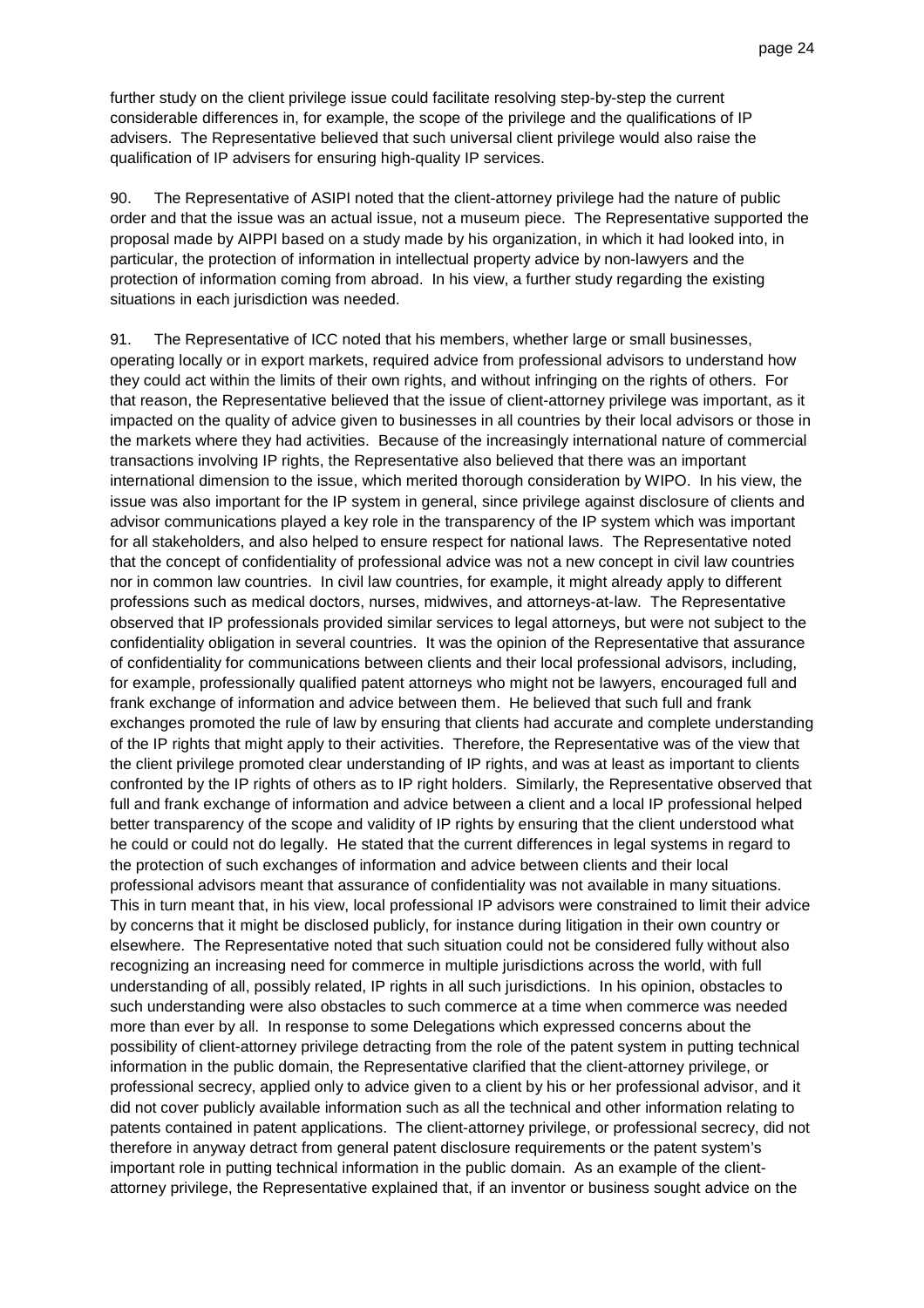further study on the client privilege issue could facilitate resolving step-by-step the current considerable differences in, for example, the scope of the privilege and the qualifications of IP advisers. The Representative believed that such universal client privilege would also raise the qualification of IP advisers for ensuring high-quality IP services.

90. The Representative of ASIPI noted that the client-attorney privilege had the nature of public order and that the issue was an actual issue, not a museum piece. The Representative supported the proposal made by AIPPI based on a study made by his organization, in which it had looked into, in particular, the protection of information in intellectual property advice by non-lawyers and the protection of information coming from abroad. In his view, a further study regarding the existing situations in each jurisdiction was needed.

91. The Representative of ICC noted that his members, whether large or small businesses, operating locally or in export markets, required advice from professional advisors to understand how they could act within the limits of their own rights, and without infringing on the rights of others. For that reason, the Representative believed that the issue of client-attorney privilege was important, as it impacted on the quality of advice given to businesses in all countries by their local advisors or those in the markets where they had activities. Because of the increasingly international nature of commercial transactions involving IP rights, the Representative also believed that there was an important international dimension to the issue, which merited thorough consideration by WIPO. In his view, the issue was also important for the IP system in general, since privilege against disclosure of clients and advisor communications played a key role in the transparency of the IP system which was important for all stakeholders, and also helped to ensure respect for national laws. The Representative noted that the concept of confidentiality of professional advice was not a new concept in civil law countries nor in common law countries. In civil law countries, for example, it might already apply to different professions such as medical doctors, nurses, midwives, and attorneys-at-law. The Representative observed that IP professionals provided similar services to legal attorneys, but were not subject to the confidentiality obligation in several countries. It was the opinion of the Representative that assurance of confidentiality for communications between clients and their local professional advisors, including, for example, professionally qualified patent attorneys who might not be lawyers, encouraged full and frank exchange of information and advice between them. He believed that such full and frank exchanges promoted the rule of law by ensuring that clients had accurate and complete understanding of the IP rights that might apply to their activities. Therefore, the Representative was of the view that the client privilege promoted clear understanding of IP rights, and was at least as important to clients confronted by the IP rights of others as to IP right holders. Similarly, the Representative observed that full and frank exchange of information and advice between a client and a local IP professional helped better transparency of the scope and validity of IP rights by ensuring that the client understood what he could or could not do legally. He stated that the current differences in legal systems in regard to the protection of such exchanges of information and advice between clients and their local professional advisors meant that assurance of confidentiality was not available in many situations. This in turn meant that, in his view, local professional IP advisors were constrained to limit their advice by concerns that it might be disclosed publicly, for instance during litigation in their own country or elsewhere. The Representative noted that such situation could not be considered fully without also recognizing an increasing need for commerce in multiple jurisdictions across the world, with full understanding of all, possibly related, IP rights in all such jurisdictions. In his opinion, obstacles to such understanding were also obstacles to such commerce at a time when commerce was needed more than ever by all. In response to some Delegations which expressed concerns about the possibility of client-attorney privilege detracting from the role of the patent system in putting technical information in the public domain, the Representative clarified that the client-attorney privilege, or professional secrecy, applied only to advice given to a client by his or her professional advisor, and it did not cover publicly available information such as all the technical and other information relating to patents contained in patent applications. The client-attorney privilege, or professional secrecy, did not therefore in anyway detract from general patent disclosure requirements or the patent system's important role in putting technical information in the public domain. As an example of the client-attorney privilege, the Representative explained that, if an inventor or business sought advice on the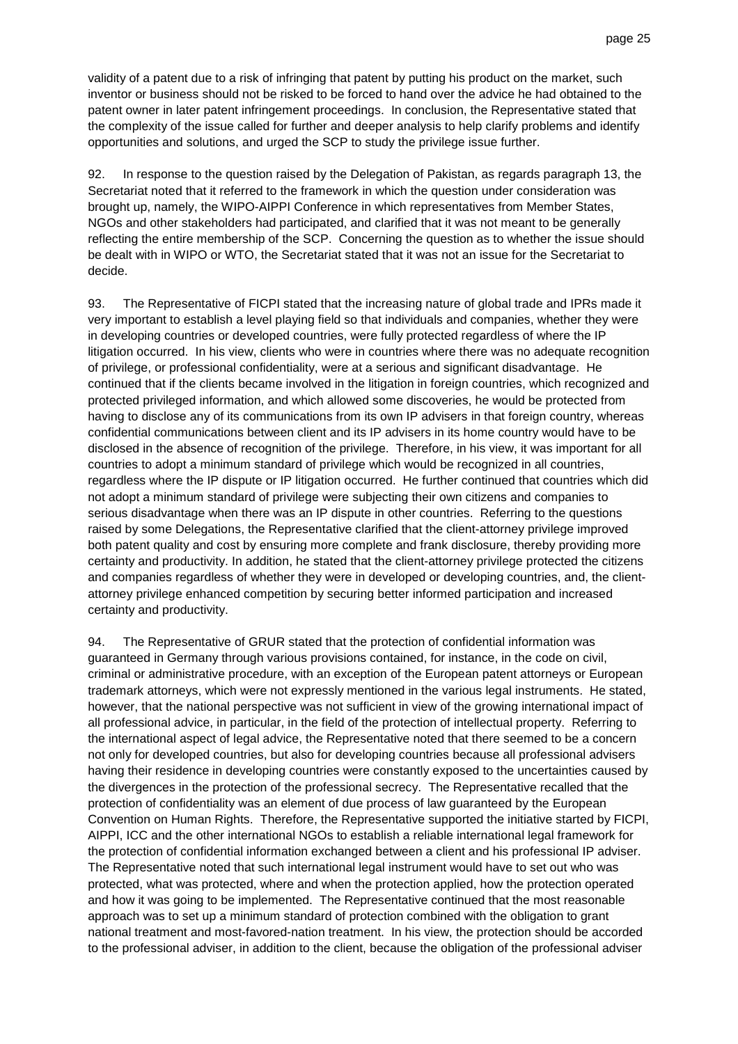validity of a patent due to a risk of infringing that patent by putting his product on the market, such inventor or business should not be risked to be forced to hand over the advice he had obtained to the patent owner in later patent infringement proceedings. In conclusion, the Representative stated that the complexity of the issue called for further and deeper analysis to help clarify problems and identify opportunities and solutions, and urged the SCP to study the privilege issue further.

92. In response to the question raised by the Delegation of Pakistan, as regards paragraph 13, the Secretariat noted that it referred to the framework in which the question under consideration was brought up, namely, the WIPO-AIPPI Conference in which representatives from Member States, NGOs and other stakeholders had participated, and clarified that it was not meant to be generally reflecting the entire membership of the SCP. Concerning the question as to whether the issue should be dealt with in WIPO or WTO, the Secretariat stated that it was not an issue for the Secretariat to decide.

93. The Representative of FICPI stated that the increasing nature of global trade and IPRs made it very important to establish a level playing field so that individuals and companies, whether they were in developing countries or developed countries, were fully protected regardless of where the IP litigation occurred. In his view, clients who were in countries where there was no adequate recognition of privilege, or professional confidentiality, were at a serious and significant disadvantage. He continued that if the clients became involved in the litigation in foreign countries, which recognized and protected privileged information, and which allowed some discoveries, he would be protected from having to disclose any of its communications from its own IP advisers in that foreign country, whereas confidential communications between client and its IP advisers in its home country would have to be disclosed in the absence of recognition of the privilege. Therefore, in his view, it was important for all countries to adopt a minimum standard of privilege which would be recognized in all countries, regardless where the IP dispute or IP litigation occurred. He further continued that countries which did not adopt a minimum standard of privilege were subjecting their own citizens and companies to serious disadvantage when there was an IP dispute in other countries. Referring to the questions raised by some Delegations, the Representative clarified that the client-attorney privilege improved both patent quality and cost by ensuring more complete and frank disclosure, thereby providing more certainty and productivity. In addition, he stated that the client-attorney privilege protected the citizens and companies regardless of whether they were in developed or developing countries, and, the client-attorney privilege enhanced competition by securing better informed participation and increased certainty and productivity.

94. The Representative of GRUR stated that the protection of confidential information was guaranteed in Germany through various provisions contained, for instance, in the code on civil, criminal or administrative procedure, with an exception of the European patent attorneys or European trademark attorneys, which were not expressly mentioned in the various legal instruments. He stated, however, that the national perspective was not sufficient in view of the growing international impact of all professional advice, in particular, in the field of the protection of intellectual property. Referring to the international aspect of legal advice, the Representative noted that there seemed to be a concern not only for developed countries, but also for developing countries because all professional advisers having their residence in developing countries were constantly exposed to the uncertainties caused by the divergences in the protection of the professional secrecy. The Representative recalled that the protection of confidentiality was an element of due process of law guaranteed by the European Convention on Human Rights. Therefore, the Representative supported the initiative started by FICPI, AIPPI, ICC and the other international NGOs to establish a reliable international legal framework for the protection of confidential information exchanged between a client and his professional IP adviser. The Representative noted that such international legal instrument would have to set out who was protected, what was protected, where and when the protection applied, how the protection operated and how it was going to be implemented. The Representative continued that the most reasonable approach was to set up a minimum standard of protection combined with the obligation to grant national treatment and most-favored-nation treatment. In his view, the protection should be accorded to the professional adviser, in addition to the client, because the obligation of the professional adviser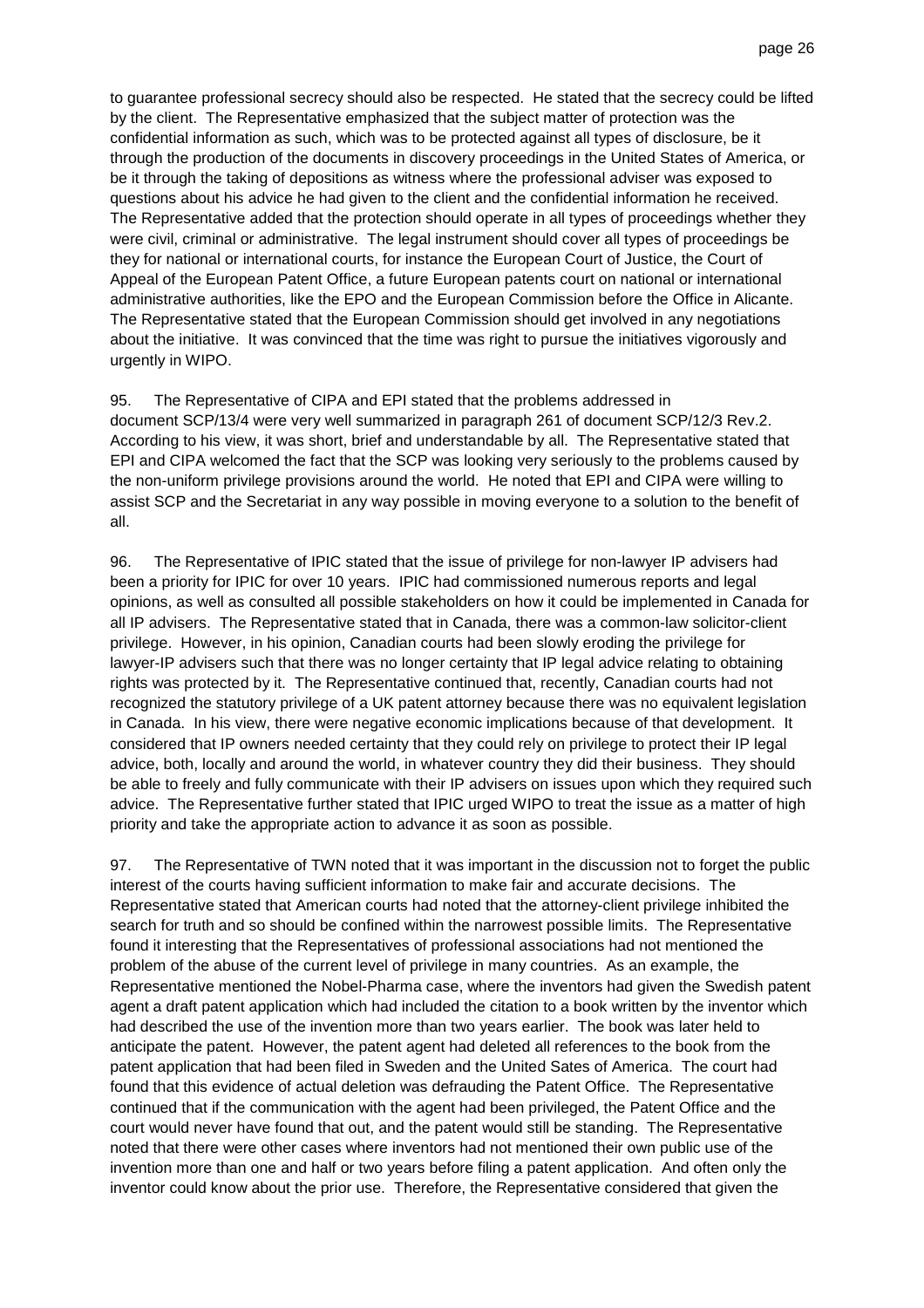to guarantee professional secrecy should also be respected. He stated that the secrecy could be lifted by the client. The Representative emphasized that the subject matter of protection was the confidential information as such, which was to be protected against all types of disclosure, be it through the production of the documents in discovery proceedings in the United States of America, or be it through the taking of depositions as witness where the professional adviser was exposed to questions about his advice he had given to the client and the confidential information he received. The Representative added that the protection should operate in all types of proceedings whether they were civil, criminal or administrative. The legal instrument should cover all types of proceedings be they for national or international courts, for instance the European Court of Justice, the Court of Appeal of the European Patent Office, a future European patents court on national or international administrative authorities, like the EPO and the European Commission before the Office in Alicante. The Representative stated that the European Commission should get involved in any negotiations about the initiative. It was convinced that the time was right to pursue the initiatives vigorously and urgently in WIPO.

95. The Representative of CIPA and EPI stated that the problems addressed in document SCP/13/4 were very well summarized in paragraph 261 of document SCP/12/3 Rev.2. According to his view, it was short, brief and understandable by all. The Representative stated that EPI and CIPA welcomed the fact that the SCP was looking very seriously to the problems caused by the non-uniform privilege provisions around the world. He noted that EPI and CIPA were willing to assist SCP and the Secretariat in any way possible in moving everyone to a solution to the benefit of all.

96. The Representative of IPIC stated that the issue of privilege for non-lawyer IP advisers had been a priority for IPIC for over 10 years. IPIC had commissioned numerous reports and legal opinions, as well as consulted all possible stakeholders on how it could be implemented in Canada for all IP advisers. The Representative stated that in Canada, there was a common-law solicitor-client privilege. However, in his opinion, Canadian courts had been slowly eroding the privilege for lawyer-IP advisers such that there was no longer certainty that IP legal advice relating to obtaining rights was protected by it. The Representative continued that, recently, Canadian courts had not recognized the statutory privilege of a UK patent attorney because there was no equivalent legislation in Canada. In his view, there were negative economic implications because of that development. It considered that IP owners needed certainty that they could rely on privilege to protect their IP legal advice, both, locally and around the world, in whatever country they did their business. They should be able to freely and fully communicate with their IP advisers on issues upon which they required such advice. The Representative further stated that IPIC urged WIPO to treat the issue as a matter of high priority and take the appropriate action to advance it as soon as possible.

97. The Representative of TWN noted that it was important in the discussion not to forget the public interest of the courts having sufficient information to make fair and accurate decisions. The Representative stated that American courts had noted that the attorney-client privilege inhibited the search for truth and so should be confined within the narrowest possible limits. The Representative found it interesting that the Representatives of professional associations had not mentioned the problem of the abuse of the current level of privilege in many countries. As an example, the Representative mentioned the Nobel-Pharma case, where the inventors had given the Swedish patent agent a draft patent application which had included the citation to a book written by the inventor which had described the use of the invention more than two years earlier. The book was later held to anticipate the patent. However, the patent agent had deleted all references to the book from the patent application that had been filed in Sweden and the United Sates of America. The court had found that this evidence of actual deletion was defrauding the Patent Office. The Representative continued that if the communication with the agent had been privileged, the Patent Office and the court would never have found that out, and the patent would still be standing. The Representative noted that there were other cases where inventors had not mentioned their own public use of the invention more than one and half or two years before filing a patent application. And often only the inventor could know about the prior use. Therefore, the Representative considered that given the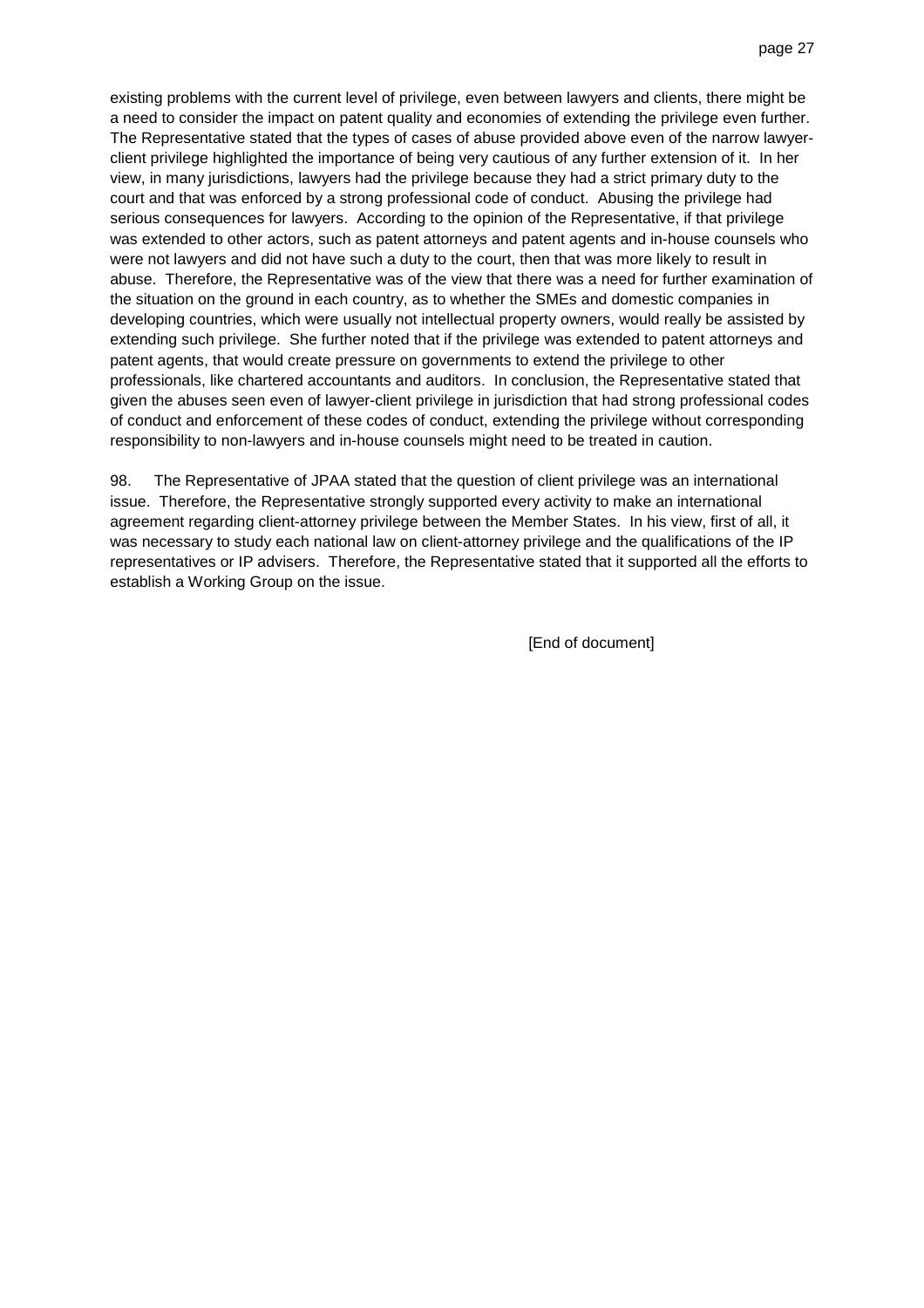existing problems with the current level of privilege, even between lawyers and clients, there might be a need to consider the impact on patent quality and economies of extending the privilege even further. The Representative stated that the types of cases of abuse provided above even of the narrow lawyer-client privilege highlighted the importance of being very cautious of any further extension of it. In her view, in many jurisdictions, lawyers had the privilege because they had a strict primary duty to the court and that was enforced by a strong professional code of conduct. Abusing the privilege had serious consequences for lawyers. According to the opinion of the Representative, if that privilege was extended to other actors, such as patent attorneys and patent agents and in-house counsels who were not lawyers and did not have such a duty to the court, then that was more likely to result in abuse. Therefore, the Representative was of the view that there was a need for further examination of the situation on the ground in each country, as to whether the SMEs and domestic companies in developing countries, which were usually not intellectual property owners, would really be assisted by extending such privilege. She further noted that if the privilege was extended to patent attorneys and patent agents, that would create pressure on governments to extend the privilege to other professionals, like chartered accountants and auditors. In conclusion, the Representative stated that given the abuses seen even of lawyer-client privilege in jurisdiction that had strong professional codes of conduct and enforcement of these codes of conduct, extending the privilege without corresponding responsibility to non-lawyers and in-house counsels might need to be treated in caution.

98. The Representative of JPAA stated that the question of client privilege was an international issue. Therefore, the Representative strongly supported every activity to make an international agreement regarding client-attorney privilege between the Member States. In his view, first of all, it was necessary to study each national law on client-attorney privilege and the qualifications of the IP representatives or IP advisers. Therefore, the Representative stated that it supported all the efforts to establish a Working Group on the issue.

[End of document]